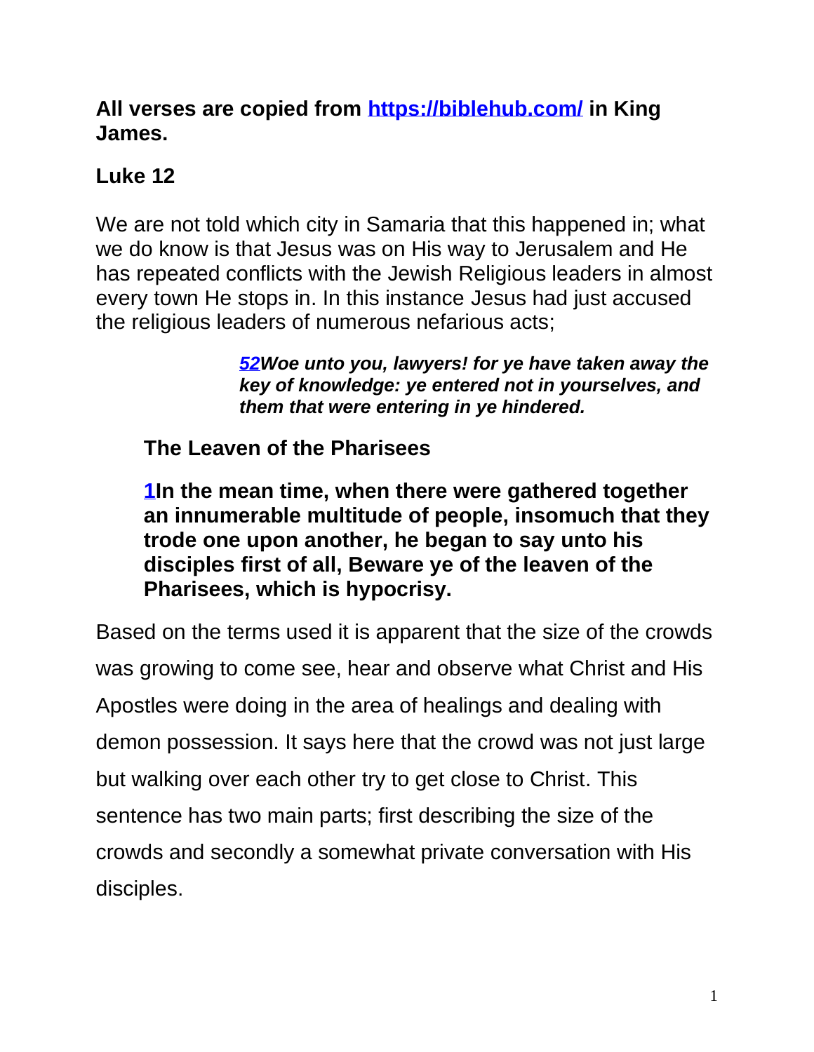**All verses are copied from [https://biblehub.com/](https://biblehub.com/) in King James.**

## Luke 12

We are not told which city in Samaria that this happened in; what we do know is that Jesus was on His way to Jerusalem and He has repeated conflicts with the Jewish Religious leaders in almost every town He stops in. In this instance Jesus had just accused the religious leaders of numerous nefarious acts;

> ***52*** ***Woe unto you, lawyers! for ye have taken away the key of knowledge: ye entered not in yourselves, and them that were entering in ye hindered.***

### The Leaven of the Pharisees

**1 In the mean time, when there were gathered together an innumerable multitude of people, insomuch that they trode one upon another, he began to say unto his disciples first of all, Beware ye of the leaven of the Pharisees, which is hypocrisy.**

Based on the terms used it is apparent that the size of the crowds was growing to come see, hear and observe what Christ and His Apostles were doing in the area of healings and dealing with demon possession. It says here that the crowd was not just large but walking over each other try to get close to Christ. This sentence has two main parts; first describing the size of the crowds and secondly a somewhat private conversation with His disciples.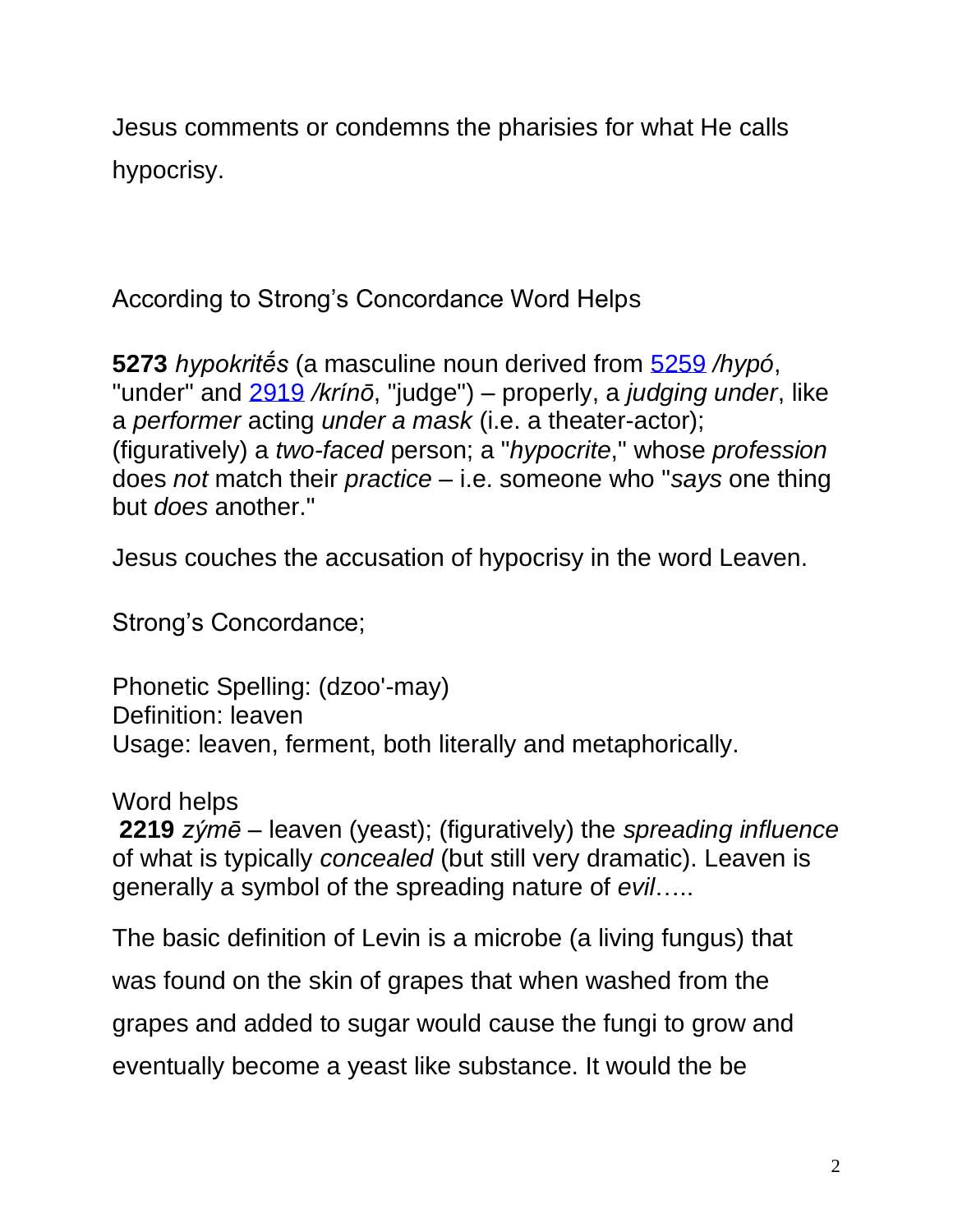Jesus comments or condemns the pharisies for what He calls hypocrisy.

According to Strong's Concordance Word Helps

**5273** *hypokritḗs* (a masculine noun derived from 5259 */hypó*, "under" and 2919 */krínō*, "judge") – properly, a *judging under*, like a *performer* acting *under a mask* (i.e. a theater-actor); (figuratively) a *two-faced* person; a "*hypocrite*," whose *profession* does *not* match their *practice* – i.e. someone who "*says* one thing but *does* another."

Jesus couches the accusation of hypocrisy in the word Leaven.

Strong's Concordance;

Phonetic Spelling: (dzoo'-may)
Definition: leaven
Usage: leaven, ferment, both literally and metaphorically.

Word helps
**2219** *zýmē* – leaven (yeast); (figuratively) the *spreading influence* of what is typically *concealed* (but still very dramatic). Leaven is generally a symbol of the spreading nature of *evil*…..

The basic definition of Levin is a microbe (a living fungus) that was found on the skin of grapes that when washed from the grapes and added to sugar would cause the fungi to grow and eventually become a yeast like substance. It would the be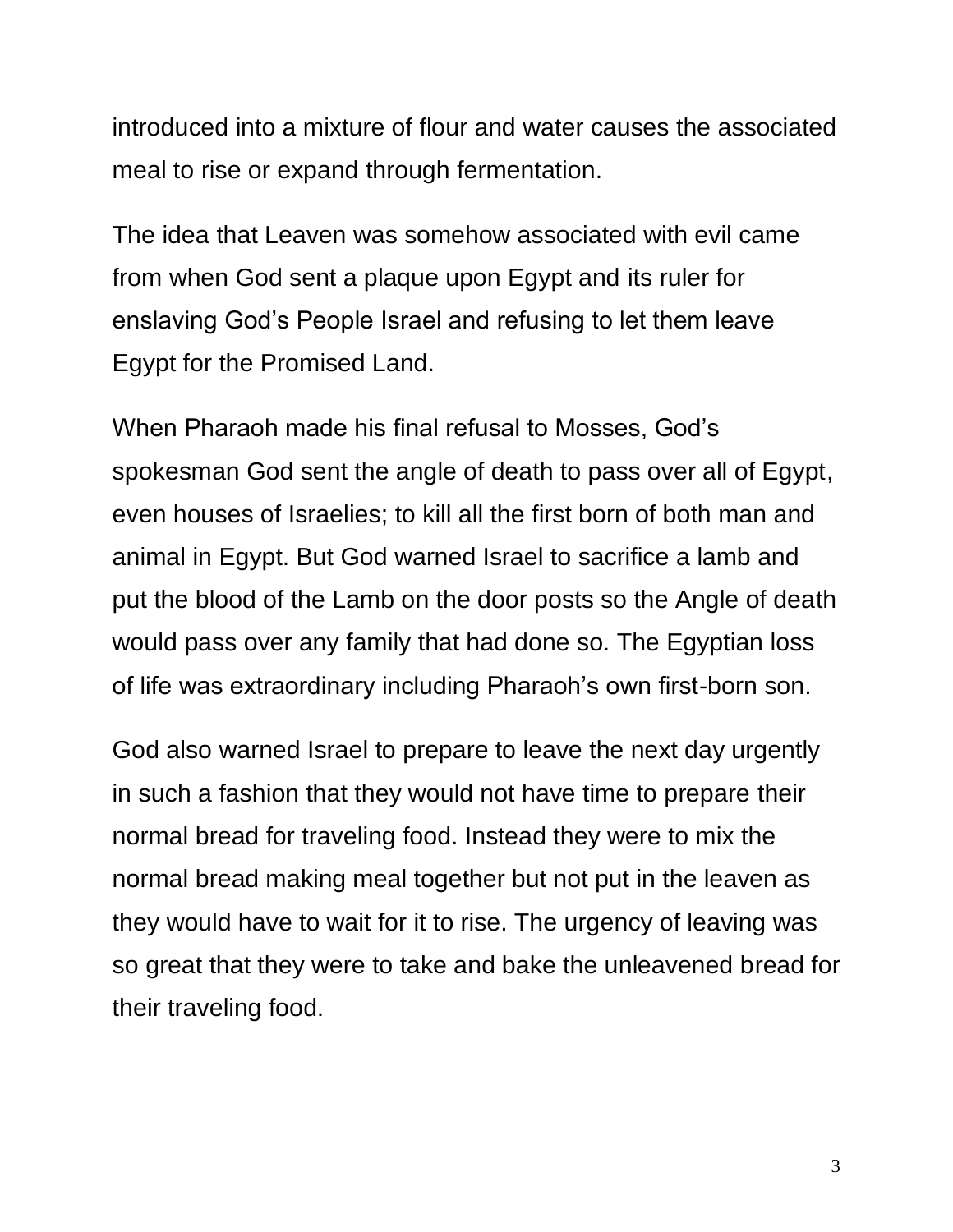introduced into a mixture of flour and water causes the associated meal to rise or expand through fermentation.

The idea that Leaven was somehow associated with evil came from when God sent a plaque upon Egypt and its ruler for enslaving God's People Israel and refusing to let them leave Egypt for the Promised Land.

When Pharaoh made his final refusal to Mosses, God's spokesman God sent the angle of death to pass over all of Egypt, even houses of Israelies; to kill all the first born of both man and animal in Egypt. But God warned Israel to sacrifice a lamb and put the blood of the Lamb on the door posts so the Angle of death would pass over any family that had done so. The Egyptian loss of life was extraordinary including Pharaoh's own first-born son.

God also warned Israel to prepare to leave the next day urgently in such a fashion that they would not have time to prepare their normal bread for traveling food. Instead they were to mix the normal bread making meal together but not put in the leaven as they would have to wait for it to rise. The urgency of leaving was so great that they were to take and bake the unleavened bread for their traveling food.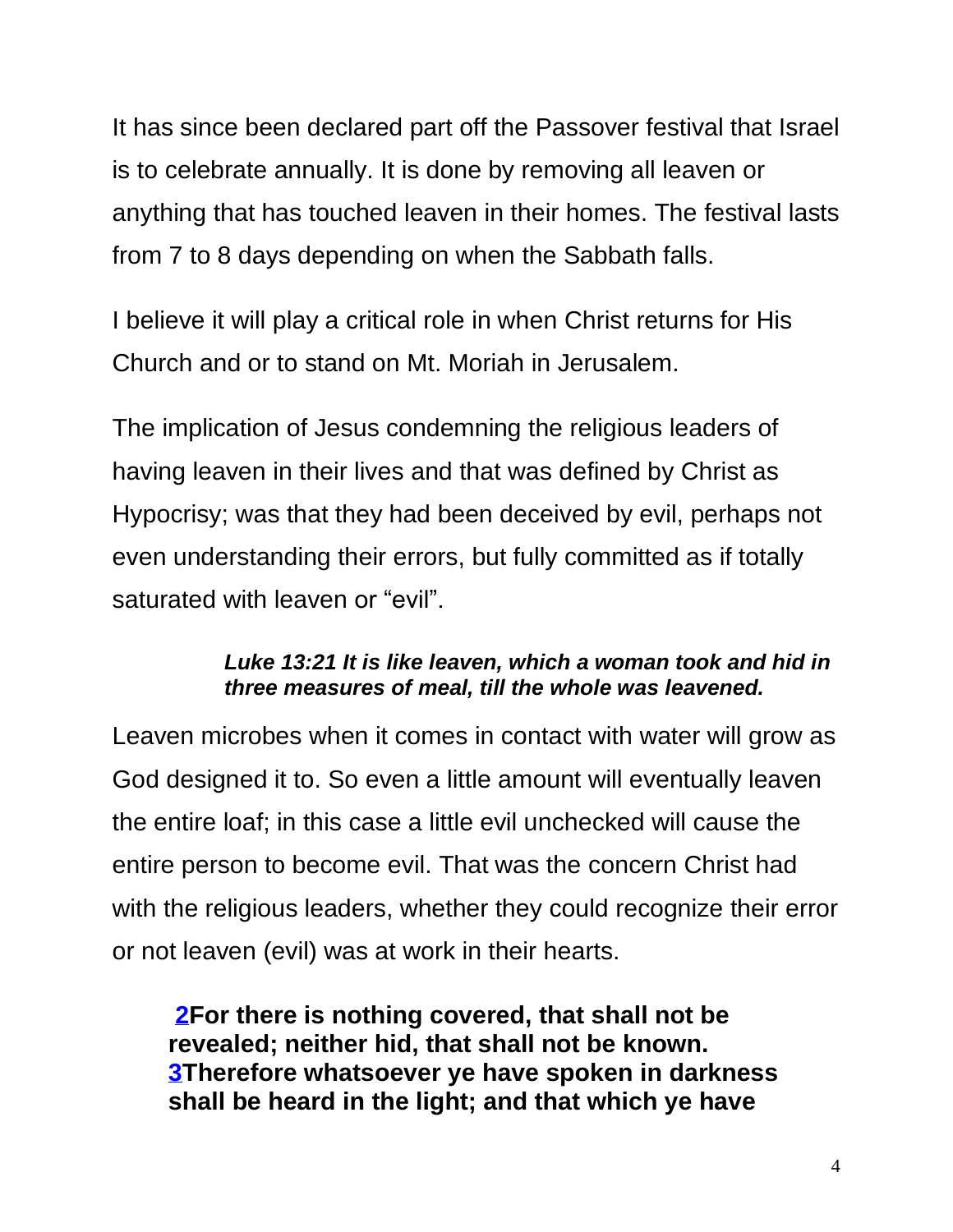It has since been declared part off the Passover festival that Israel is to celebrate annually. It is done by removing all leaven or anything that has touched leaven in their homes. The festival lasts from 7 to 8 days depending on when the Sabbath falls.

I believe it will play a critical role in when Christ returns for His Church and or to stand on Mt. Moriah in Jerusalem.

The implication of Jesus condemning the religious leaders of having leaven in their lives and that was defined by Christ as Hypocrisy; was that they had been deceived by evil, perhaps not even understanding their errors, but fully committed as if totally saturated with leaven or "evil".

> ***Luke 13:21 It is like leaven, which a woman took and hid in three measures of meal, till the whole was leavened.***

Leaven microbes when it comes in contact with water will grow as God designed it to. So even a little amount will eventually leaven the entire loaf; in this case a little evil unchecked will cause the entire person to become evil. That was the concern Christ had with the religious leaders, whether they could recognize their error or not leaven (evil) was at work in their hearts.

> **2For there is nothing covered, that shall not be revealed; neither hid, that shall not be known.**
> **3Therefore whatsoever ye have spoken in darkness shall be heard in the light; and that which ye have**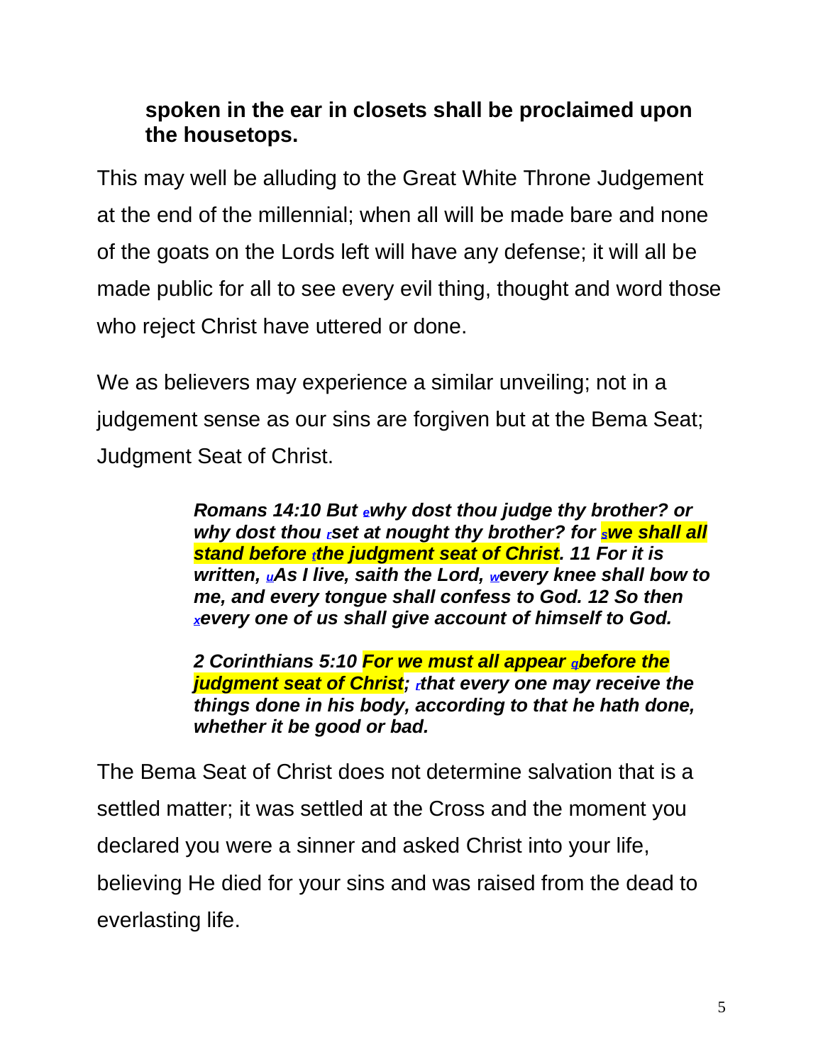**spoken in the ear in closets shall be proclaimed upon the housetops.**

This may well be alluding to the Great White Throne Judgement at the end of the millennial; when all will be made bare and none of the goats on the Lords left will have any defense; it will all be made public for all to see every evil thing, thought and word those who reject Christ have uttered or done.

We as believers may experience a similar unveiling; not in a judgement sense as our sins are forgiven but at the Bema Seat; Judgment Seat of Christ.

> ***Romans 14:10 But e why dost thou judge thy brother? or why dost thou r set at nought thy brother? for s we shall all stand before t the judgment seat of Christ. 11 For it is written, u As I live, saith the Lord, w every knee shall bow to me, and every tongue shall confess to God. 12 So then x every one of us shall give account of himself to God.***
>
> ***2 Corinthians 5:10 For we must all appear q before the judgment seat of Christ; r that every one may receive the things done in his body, according to that he hath done, whether it be good or bad.***

The Bema Seat of Christ does not determine salvation that is a settled matter; it was settled at the Cross and the moment you declared you were a sinner and asked Christ into your life, believing He died for your sins and was raised from the dead to everlasting life.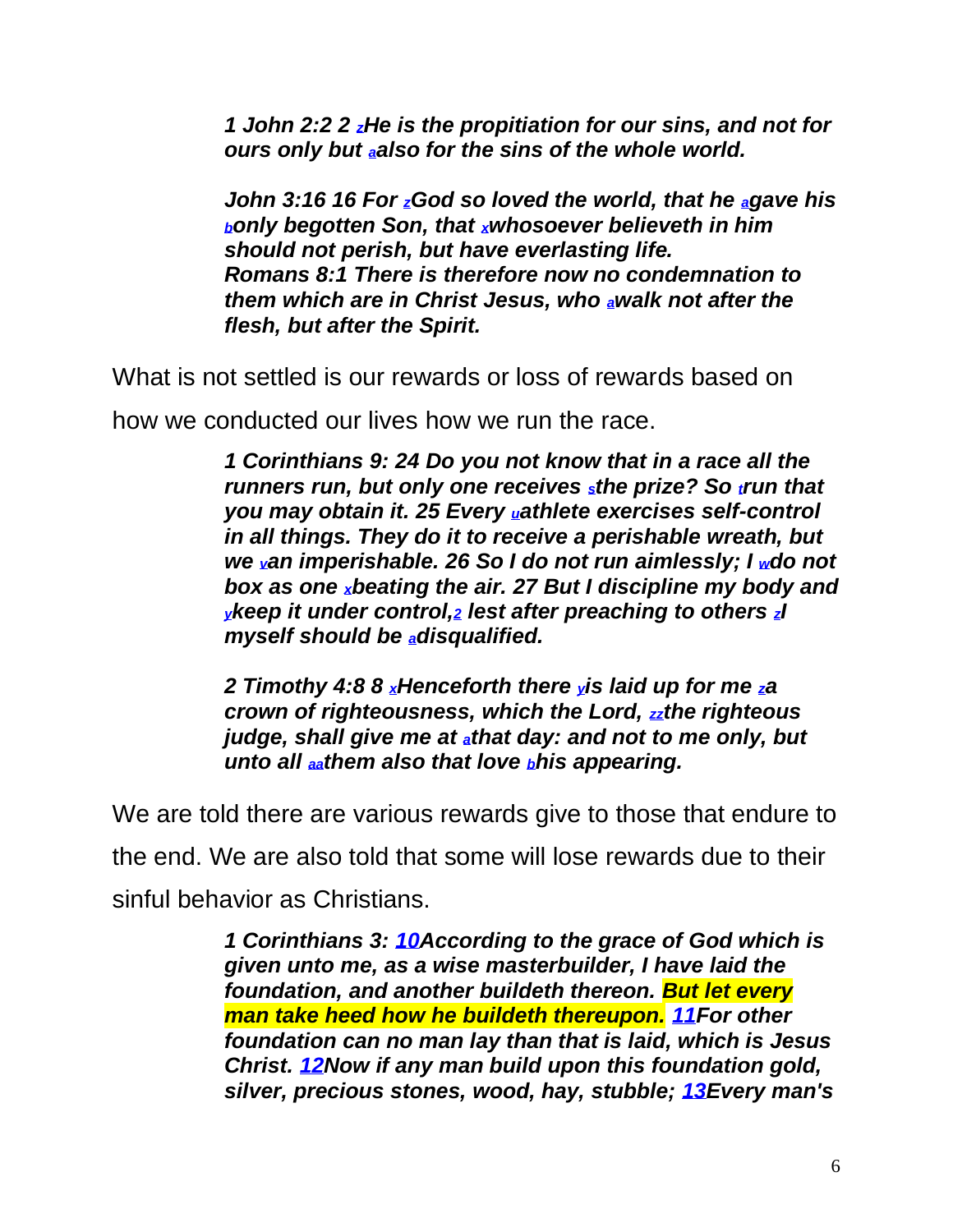> ***1 John 2:2 2 [z]He is the propitiation for our sins, and not for ours only but [a]also for the sins of the whole world.***
>
> ***John 3:16 16 For [z]God so loved the world, that he [a]gave his [b]only begotten Son, that [x]whosoever believeth in him should not perish, but have everlasting life.***
> ***Romans 8:1 There is therefore now no condemnation to them which are in Christ Jesus, who [a]walk not after the flesh, but after the Spirit.***

What is not settled is our rewards or loss of rewards based on how we conducted our lives how we run the race.

> ***1 Corinthians 9: 24 Do you not know that in a race all the runners run, but only one receives [s]the prize? So [t]run that you may obtain it. 25 Every [u]athlete exercises self-control in all things. They do it to receive a perishable wreath, but we [v]an imperishable. 26 So I do not run aimlessly; I [w]do not box as one [x]beating the air. 27 But I discipline my body and [y]keep it under control,[2] lest after preaching to others [z]I myself should be [a]disqualified.***
>
> ***2 Timothy 4:8 8 [x]Henceforth there [y]is laid up for me [z]a crown of righteousness, which the Lord, [zz]the righteous judge, shall give me at [a]that day: and not to me only, but unto all [aa]them also that love [b]his appearing.***

We are told there are various rewards give to those that endure to the end. We are also told that some will lose rewards due to their sinful behavior as Christians.

> ***1 Corinthians 3: 10According to the grace of God which is given unto me, as a wise masterbuilder, I have laid the foundation, and another buildeth thereon. But let every man take heed how he buildeth thereupon. 11For other foundation can no man lay than that is laid, which is Jesus Christ. 12Now if any man build upon this foundation gold, silver, precious stones, wood, hay, stubble; 13Every man's***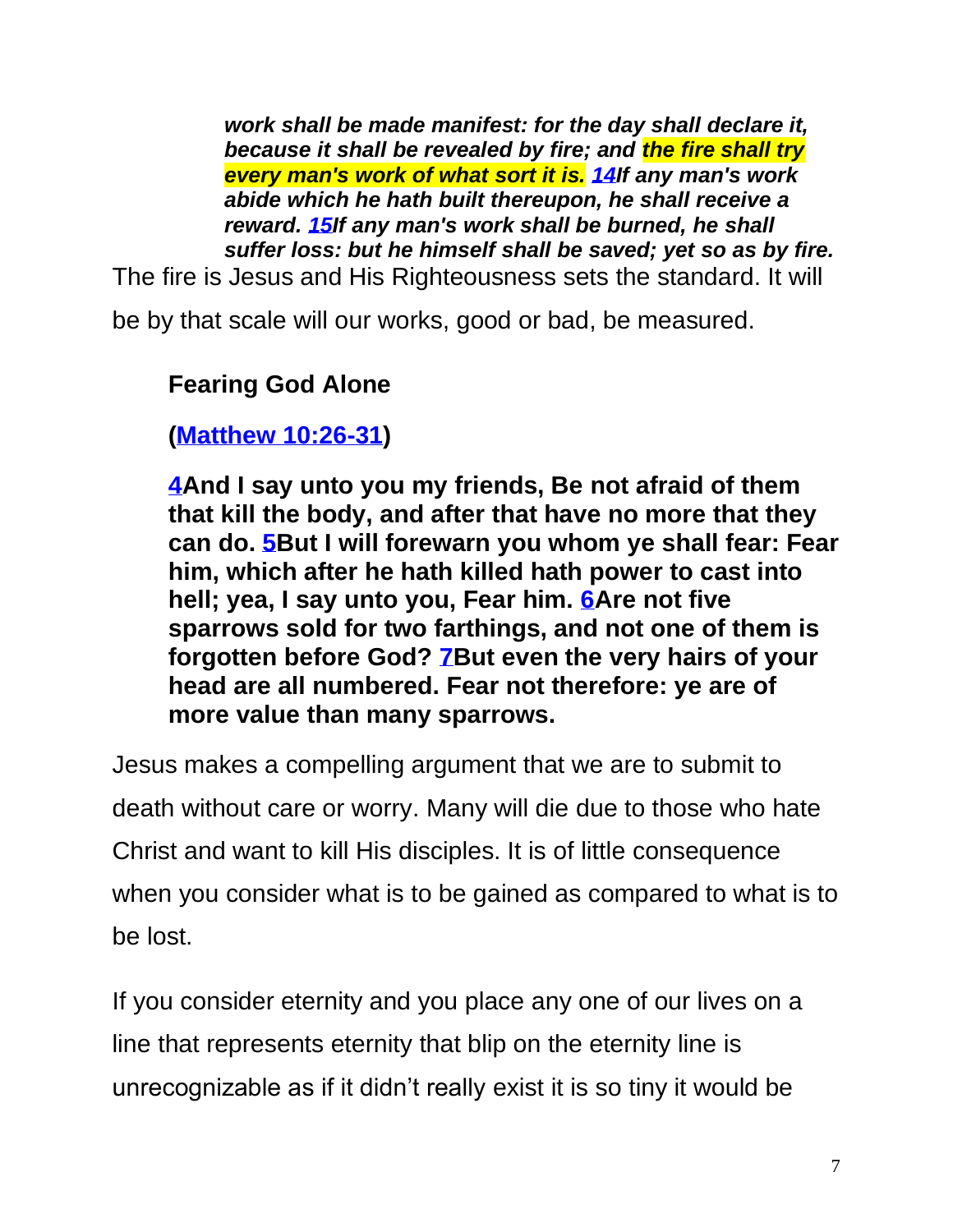> ***work shall be made manifest: for the day shall declare it, because it shall be revealed by fire; and the fire shall try every man's work of what sort it is. [14]If any man's work abide which he hath built thereupon, he shall receive a reward. [15]If any man's work shall be burned, he shall suffer loss: but he himself shall be saved; yet so as by fire.***

The fire is Jesus and His Righteousness sets the standard. It will be by that scale will our works, good or bad, be measured.

**Fearing God Alone**

**(Matthew 10:26-31)**

> **[4]And I say unto you my friends, Be not afraid of them that kill the body, and after that have no more that they can do. [5]But I will forewarn you whom ye shall fear: Fear him, which after he hath killed hath power to cast into hell; yea, I say unto you, Fear him. [6]Are not five sparrows sold for two farthings, and not one of them is forgotten before God? [7]But even the very hairs of your head are all numbered. Fear not therefore: ye are of more value than many sparrows.**

Jesus makes a compelling argument that we are to submit to death without care or worry. Many will die due to those who hate Christ and want to kill His disciples. It is of little consequence when you consider what is to be gained as compared to what is to be lost.

If you consider eternity and you place any one of our lives on a line that represents eternity that blip on the eternity line is unrecognizable as if it didn't really exist it is so tiny it would be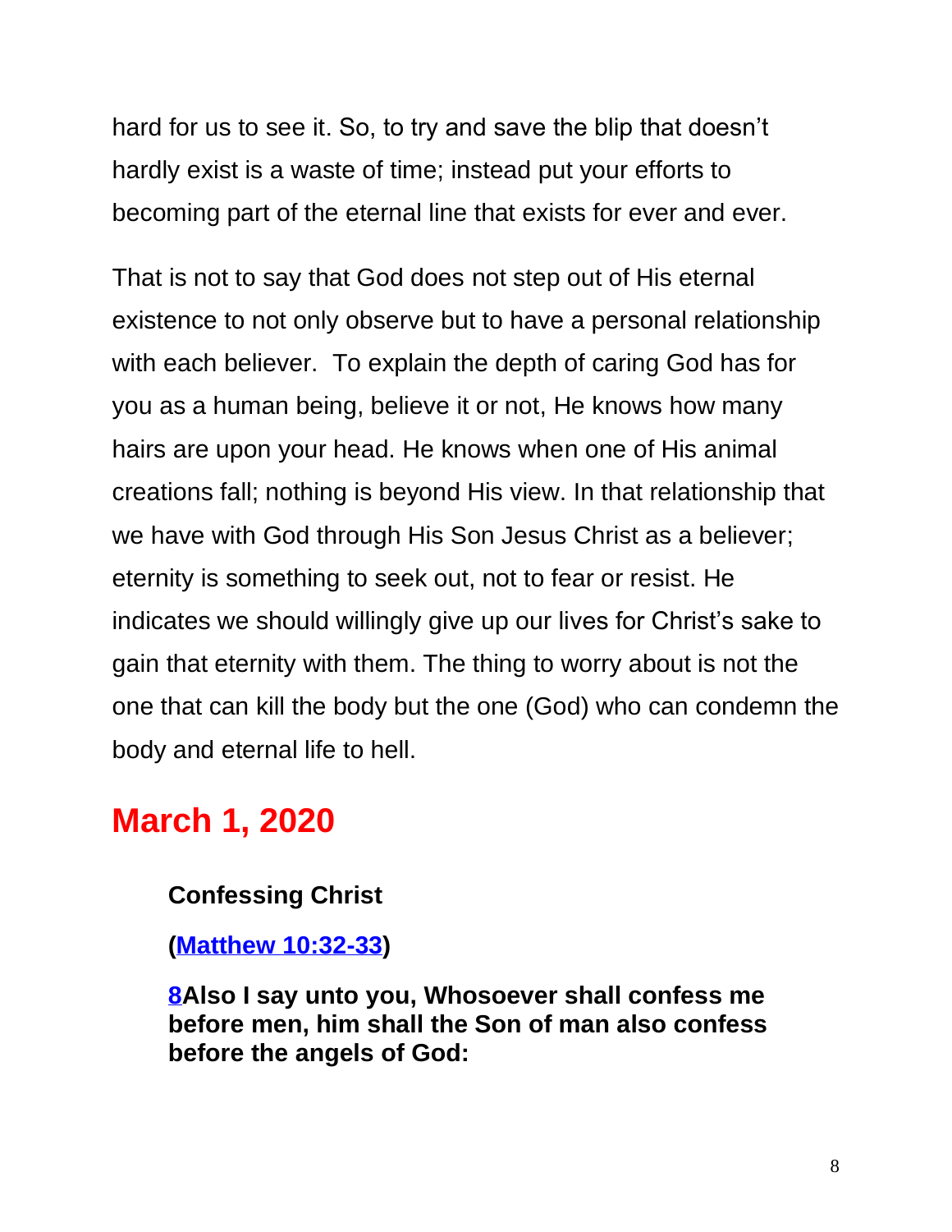hard for us to see it. So, to try and save the blip that doesn't hardly exist is a waste of time; instead put your efforts to becoming part of the eternal line that exists for ever and ever.

That is not to say that God does not step out of His eternal existence to not only observe but to have a personal relationship with each believer. To explain the depth of caring God has for you as a human being, believe it or not, He knows how many hairs are upon your head. He knows when one of His animal creations fall; nothing is beyond His view. In that relationship that we have with God through His Son Jesus Christ as a believer; eternity is something to seek out, not to fear or resist. He indicates we should willingly give up our lives for Christ's sake to gain that eternity with them. The thing to worry about is not the one that can kill the body but the one (God) who can condemn the body and eternal life to hell.

## March 1, 2020

**Confessing Christ**

**(Matthew 10:32-33)**

**8Also I say unto you, Whosoever shall confess me before men, him shall the Son of man also confess before the angels of God:**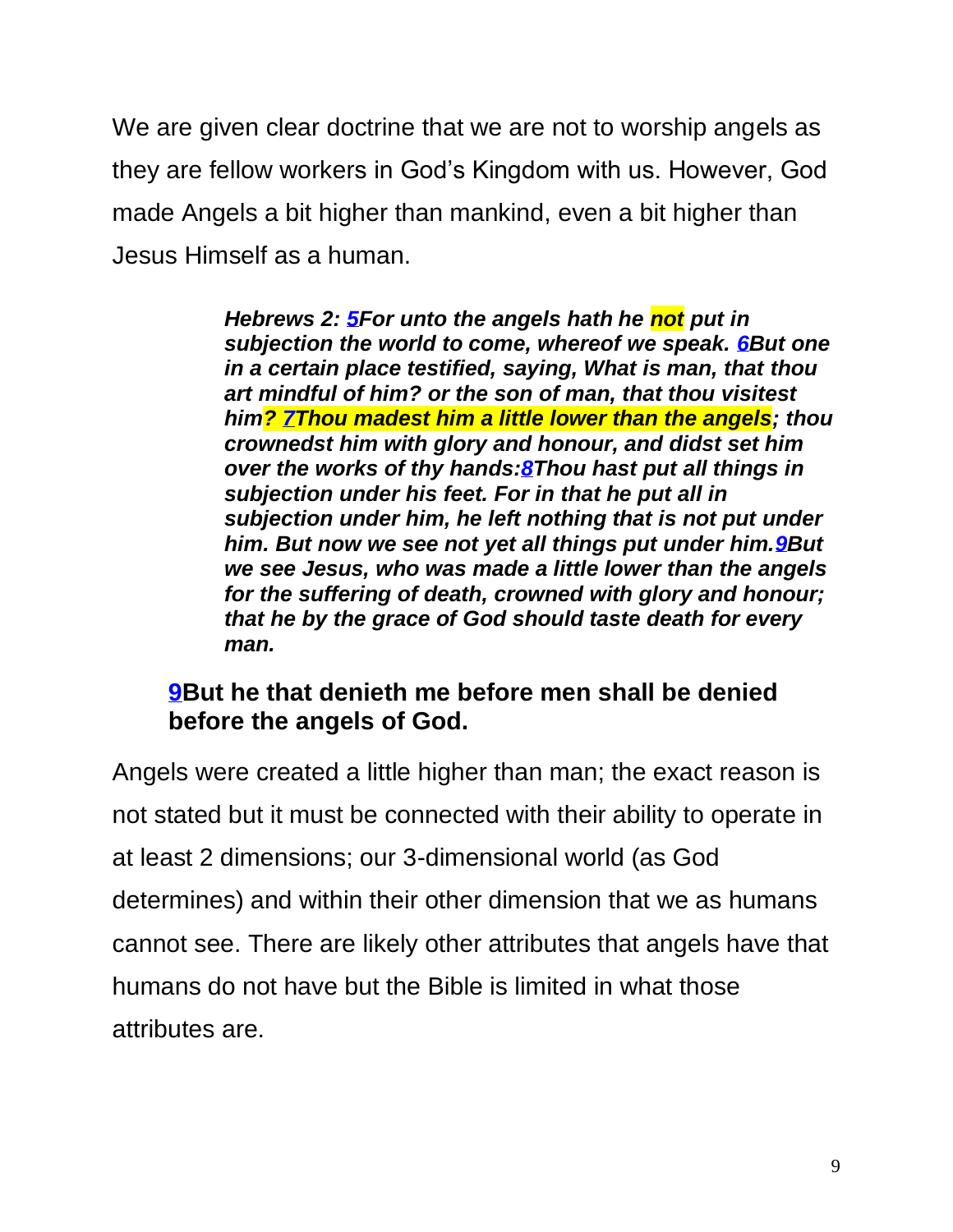We are given clear doctrine that we are not to worship angels as they are fellow workers in God's Kingdom with us. However, God made Angels a bit higher than mankind, even a bit higher than Jesus Himself as a human.

> ***Hebrews 2: 5For unto the angels hath he not put in subjection the world to come, whereof we speak. 6But one in a certain place testified, saying, What is man, that thou art mindful of him? or the son of man, that thou visitest him? 7Thou madest him a little lower than the angels; thou crownedst him with glory and honour, and didst set him over the works of thy hands:8Thou hast put all things in subjection under his feet. For in that he put all in subjection under him, he left nothing that is not put under him. But now we see not yet all things put under him.9But we see Jesus, who was made a little lower than the angels for the suffering of death, crowned with glory and honour; that he by the grace of God should taste death for every man.***

> **9But he that denieth me before men shall be denied before the angels of God.**

Angels were created a little higher than man; the exact reason is not stated but it must be connected with their ability to operate in at least 2 dimensions; our 3-dimensional world (as God determines) and within their other dimension that we as humans cannot see. There are likely other attributes that angels have that humans do not have but the Bible is limited in what those attributes are.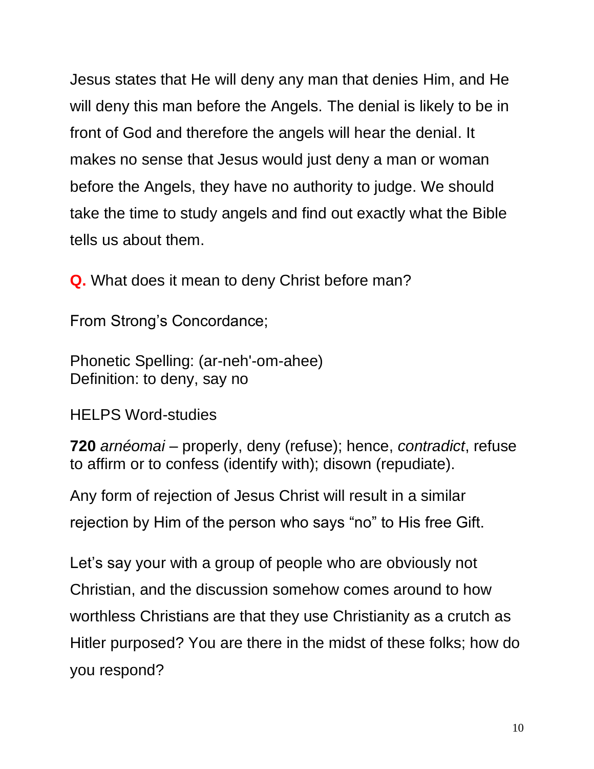Jesus states that He will deny any man that denies Him, and He will deny this man before the Angels. The denial is likely to be in front of God and therefore the angels will hear the denial. It makes no sense that Jesus would just deny a man or woman before the Angels, they have no authority to judge. We should take the time to study angels and find out exactly what the Bible tells us about them.

**Q.** What does it mean to deny Christ before man?

From Strong's Concordance;

Phonetic Spelling: (ar-neh'-om-ahee)
Definition: to deny, say no

HELPS Word-studies

**720** *arnéomai* – properly, deny (refuse); hence, *contradict*, refuse to affirm or to confess (identify with); disown (repudiate).

Any form of rejection of Jesus Christ will result in a similar rejection by Him of the person who says "no" to His free Gift.

Let's say your with a group of people who are obviously not Christian, and the discussion somehow comes around to how worthless Christians are that they use Christianity as a crutch as Hitler purposed? You are there in the midst of these folks; how do you respond?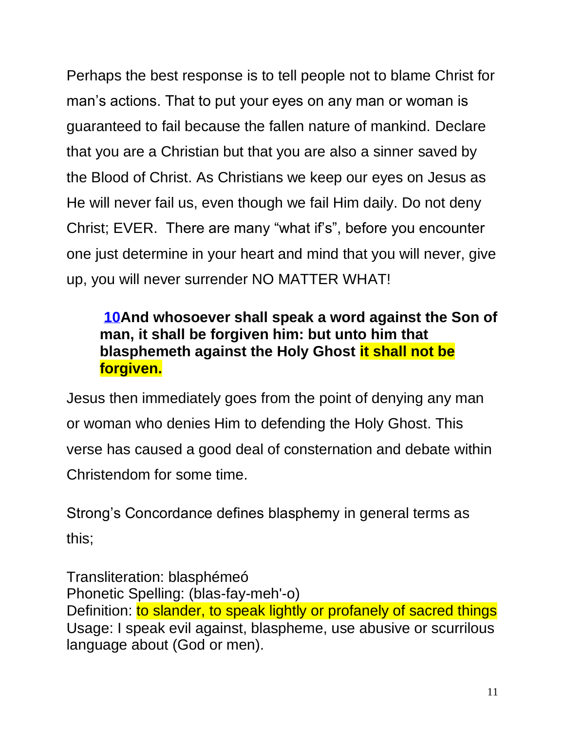Perhaps the best response is to tell people not to blame Christ for man's actions. That to put your eyes on any man or woman is guaranteed to fail because the fallen nature of mankind. Declare that you are a Christian but that you are also a sinner saved by the Blood of Christ. As Christians we keep our eyes on Jesus as He will never fail us, even though we fail Him daily. Do not deny Christ; EVER.  There are many "what if's", before you encounter one just determine in your heart and mind that you will never, give up, you will never surrender NO MATTER WHAT!

> **10And whosoever shall speak a word against the Son of man, it shall be forgiven him: but unto him that blasphemeth against the Holy Ghost it shall not be forgiven.**

Jesus then immediately goes from the point of denying any man or woman who denies Him to defending the Holy Ghost. This verse has caused a good deal of consternation and debate within Christendom for some time.

Strong's Concordance defines blasphemy in general terms as this;

Transliteration: blasphémeó
Phonetic Spelling: (blas-fay-meh'-o)
Definition: to slander, to speak lightly or profanely of sacred things
Usage: I speak evil against, blaspheme, use abusive or scurrilous language about (God or men).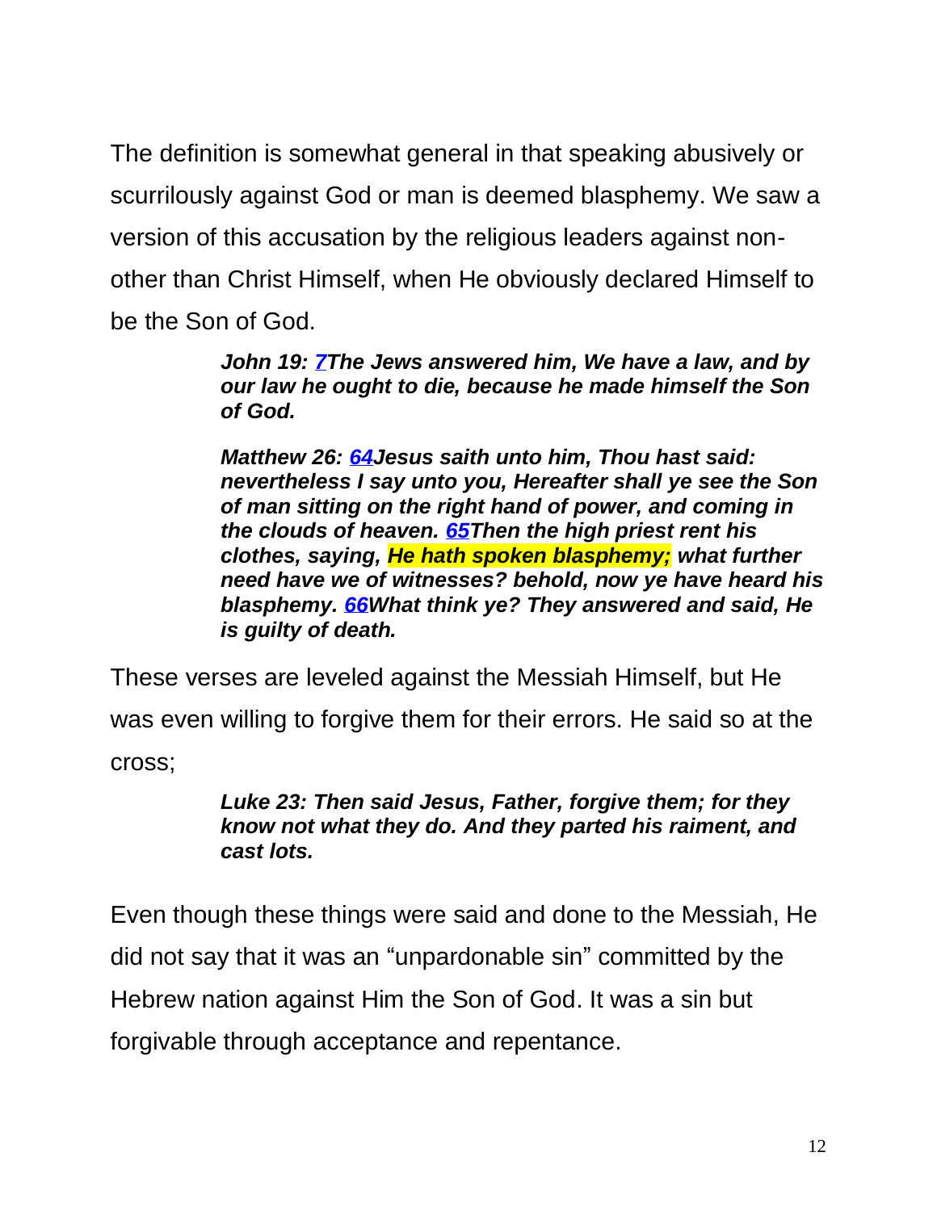The definition is somewhat general in that speaking abusively or scurrilously against God or man is deemed blasphemy. We saw a version of this accusation by the religious leaders against non-other than Christ Himself, when He obviously declared Himself to be the Son of God.

> ***John 19: 7The Jews answered him, We have a law, and by our law he ought to die, because he made himself the Son of God.***
>
> ***Matthew 26: 64Jesus saith unto him, Thou hast said: nevertheless I say unto you, Hereafter shall ye see the Son of man sitting on the right hand of power, and coming in the clouds of heaven. 65Then the high priest rent his clothes, saying, He hath spoken blasphemy; what further need have we of witnesses? behold, now ye have heard his blasphemy. 66What think ye? They answered and said, He is guilty of death.***

These verses are leveled against the Messiah Himself, but He was even willing to forgive them for their errors. He said so at the cross;

> ***Luke 23: Then said Jesus, Father, forgive them; for they know not what they do. And they parted his raiment, and cast lots.***

Even though these things were said and done to the Messiah, He did not say that it was an “unpardonable sin” committed by the Hebrew nation against Him the Son of God. It was a sin but forgivable through acceptance and repentance.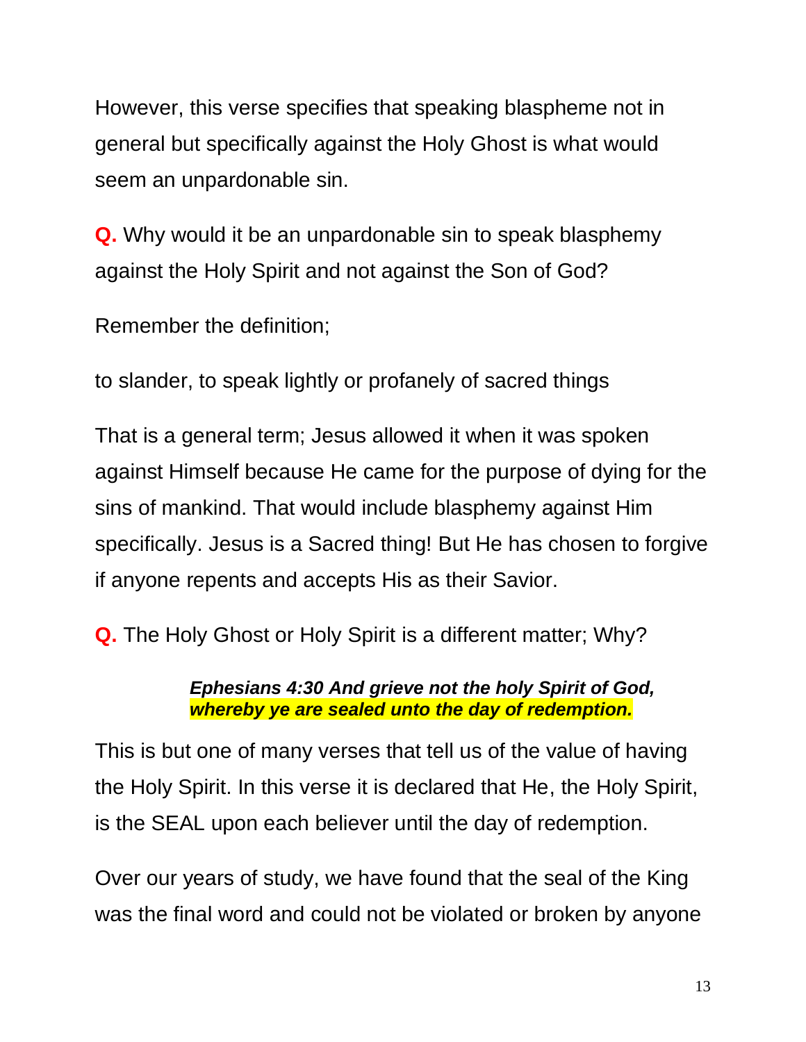However, this verse specifies that speaking blaspheme not in general but specifically against the Holy Ghost is what would seem an unpardonable sin.

**Q.** Why would it be an unpardonable sin to speak blasphemy against the Holy Spirit and not against the Son of God?

Remember the definition;

to slander, to speak lightly or profanely of sacred things

That is a general term; Jesus allowed it when it was spoken against Himself because He came for the purpose of dying for the sins of mankind. That would include blasphemy against Him specifically. Jesus is a Sacred thing! But He has chosen to forgive if anyone repents and accepts His as their Savior.

**Q.** The Holy Ghost or Holy Spirit is a different matter; Why?

> ***Ephesians 4:30 And grieve not the holy Spirit of God, whereby ye are sealed unto the day of redemption.***

This is but one of many verses that tell us of the value of having the Holy Spirit. In this verse it is declared that He, the Holy Spirit, is the SEAL upon each believer until the day of redemption.

Over our years of study, we have found that the seal of the King was the final word and could not be violated or broken by anyone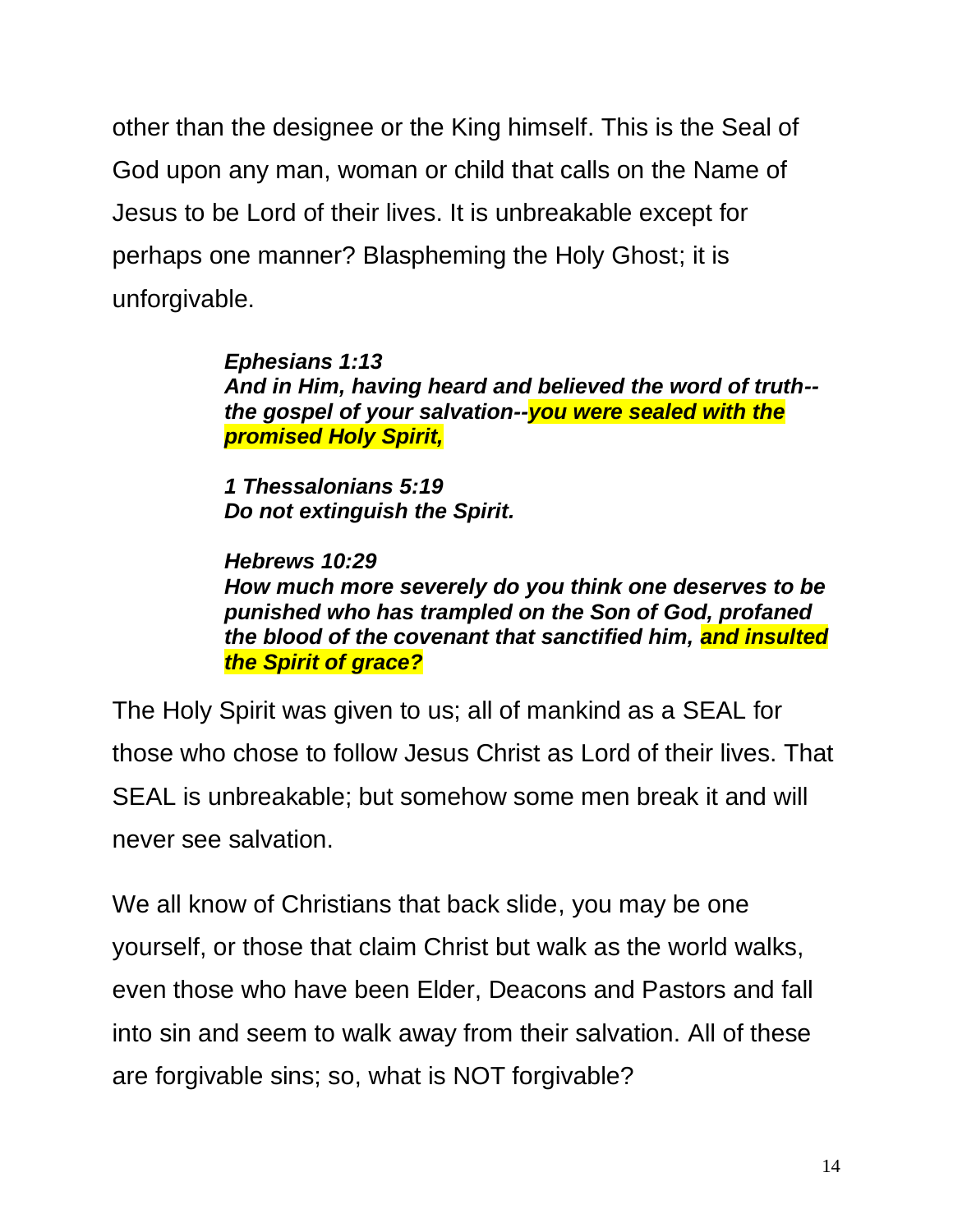other than the designee or the King himself. This is the Seal of God upon any man, woman or child that calls on the Name of Jesus to be Lord of their lives. It is unbreakable except for perhaps one manner? Blaspheming the Holy Ghost; it is unforgivable.

> ***Ephesians 1:13***
> ***And in Him, having heard and believed the word of truth--the gospel of your salvation--you were sealed with the promised Holy Spirit,***
>
> ***1 Thessalonians 5:19***
> ***Do not extinguish the Spirit.***
>
> ***Hebrews 10:29***
> ***How much more severely do you think one deserves to be punished who has trampled on the Son of God, profaned the blood of the covenant that sanctified him, and insulted the Spirit of grace?***

The Holy Spirit was given to us; all of mankind as a SEAL for those who chose to follow Jesus Christ as Lord of their lives. That SEAL is unbreakable; but somehow some men break it and will never see salvation.

We all know of Christians that back slide, you may be one yourself, or those that claim Christ but walk as the world walks, even those who have been Elder, Deacons and Pastors and fall into sin and seem to walk away from their salvation. All of these are forgivable sins; so, what is NOT forgivable?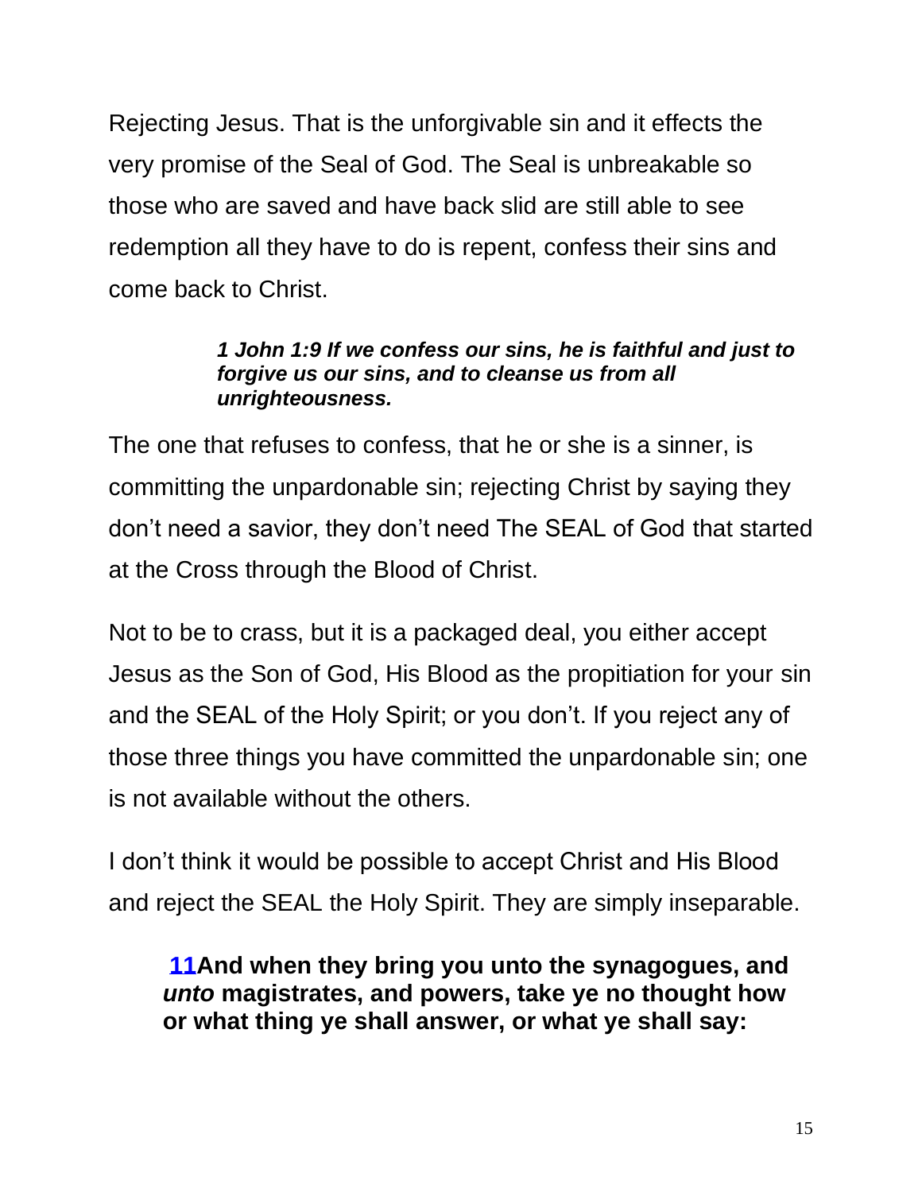Rejecting Jesus. That is the unforgivable sin and it effects the very promise of the Seal of God. The Seal is unbreakable so those who are saved and have back slid are still able to see redemption all they have to do is repent, confess their sins and come back to Christ.

> ***1 John 1:9 If we confess our sins, he is faithful and just to forgive us our sins, and to cleanse us from all unrighteousness.***

The one that refuses to confess, that he or she is a sinner, is committing the unpardonable sin; rejecting Christ by saying they don't need a savior, they don't need The SEAL of God that started at the Cross through the Blood of Christ.

Not to be to crass, but it is a packaged deal, you either accept Jesus as the Son of God, His Blood as the propitiation for your sin and the SEAL of the Holy Spirit; or you don't. If you reject any of those three things you have committed the unpardonable sin; one is not available without the others.

I don't think it would be possible to accept Christ and His Blood and reject the SEAL the Holy Spirit. They are simply inseparable.

> **11 And when they bring you unto the synagogues, and *unto* magistrates, and powers, take ye no thought how or what thing ye shall answer, or what ye shall say:**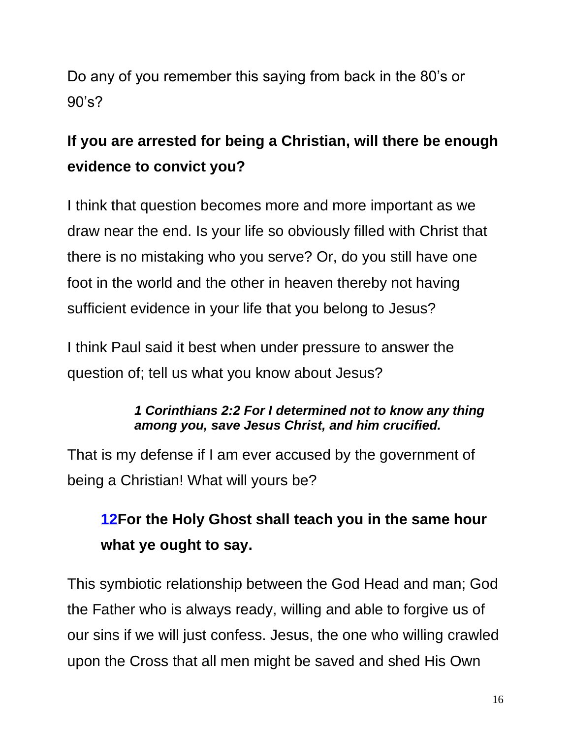Do any of you remember this saying from back in the 80's or 90's?

**If you are arrested for being a Christian, will there be enough evidence to convict you?**

I think that question becomes more and more important as we draw near the end. Is your life so obviously filled with Christ that there is no mistaking who you serve? Or, do you still have one foot in the world and the other in heaven thereby not having sufficient evidence in your life that you belong to Jesus?

I think Paul said it best when under pressure to answer the question of; tell us what you know about Jesus?

> ***1 Corinthians 2:2 For I determined not to know any thing among you, save Jesus Christ, and him crucified.***

That is my defense if I am ever accused by the government of being a Christian! What will yours be?

> **12For the Holy Ghost shall teach you in the same hour what ye ought to say.**

This symbiotic relationship between the God Head and man; God the Father who is always ready, willing and able to forgive us of our sins if we will just confess. Jesus, the one who willing crawled upon the Cross that all men might be saved and shed His Own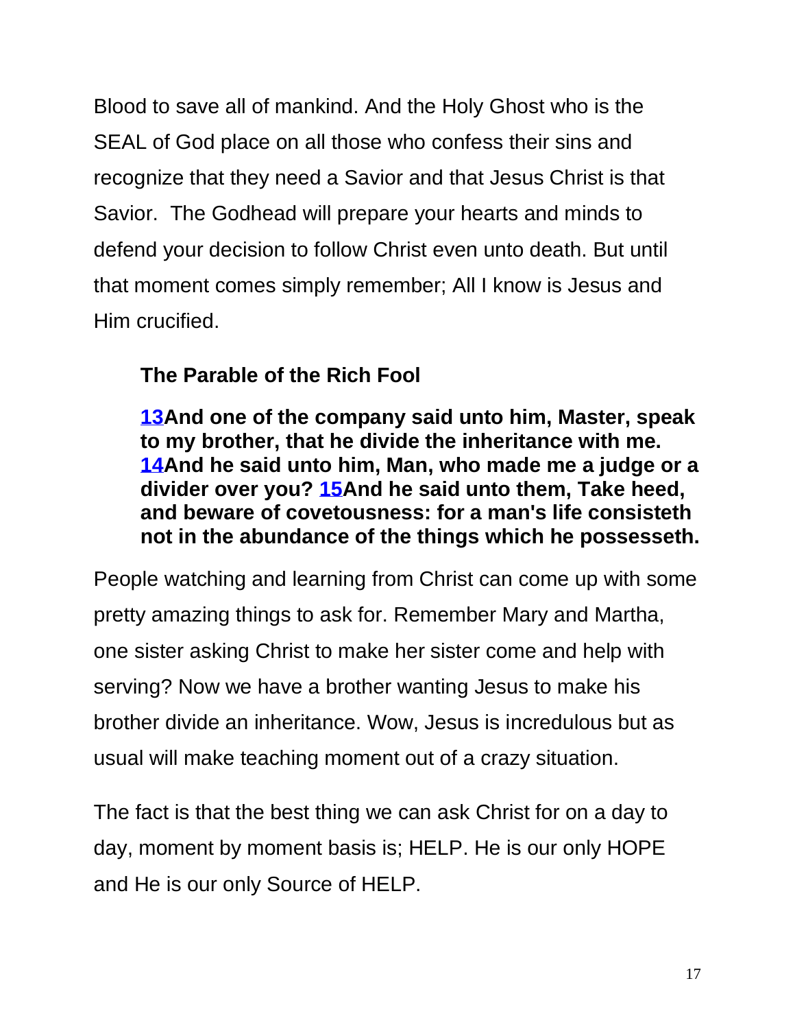Blood to save all of mankind. And the Holy Ghost who is the SEAL of God place on all those who confess their sins and recognize that they need a Savior and that Jesus Christ is that Savior. The Godhead will prepare your hearts and minds to defend your decision to follow Christ even unto death. But until that moment comes simply remember; All I know is Jesus and Him crucified.

> **The Parable of the Rich Fool**
>
> **13And one of the company said unto him, Master, speak to my brother, that he divide the inheritance with me. 14And he said unto him, Man, who made me a judge or a divider over you? 15And he said unto them, Take heed, and beware of covetousness: for a man's life consisteth not in the abundance of the things which he possesseth.**

People watching and learning from Christ can come up with some pretty amazing things to ask for. Remember Mary and Martha, one sister asking Christ to make her sister come and help with serving? Now we have a brother wanting Jesus to make his brother divide an inheritance. Wow, Jesus is incredulous but as usual will make teaching moment out of a crazy situation.

The fact is that the best thing we can ask Christ for on a day to day, moment by moment basis is; HELP. He is our only HOPE and He is our only Source of HELP.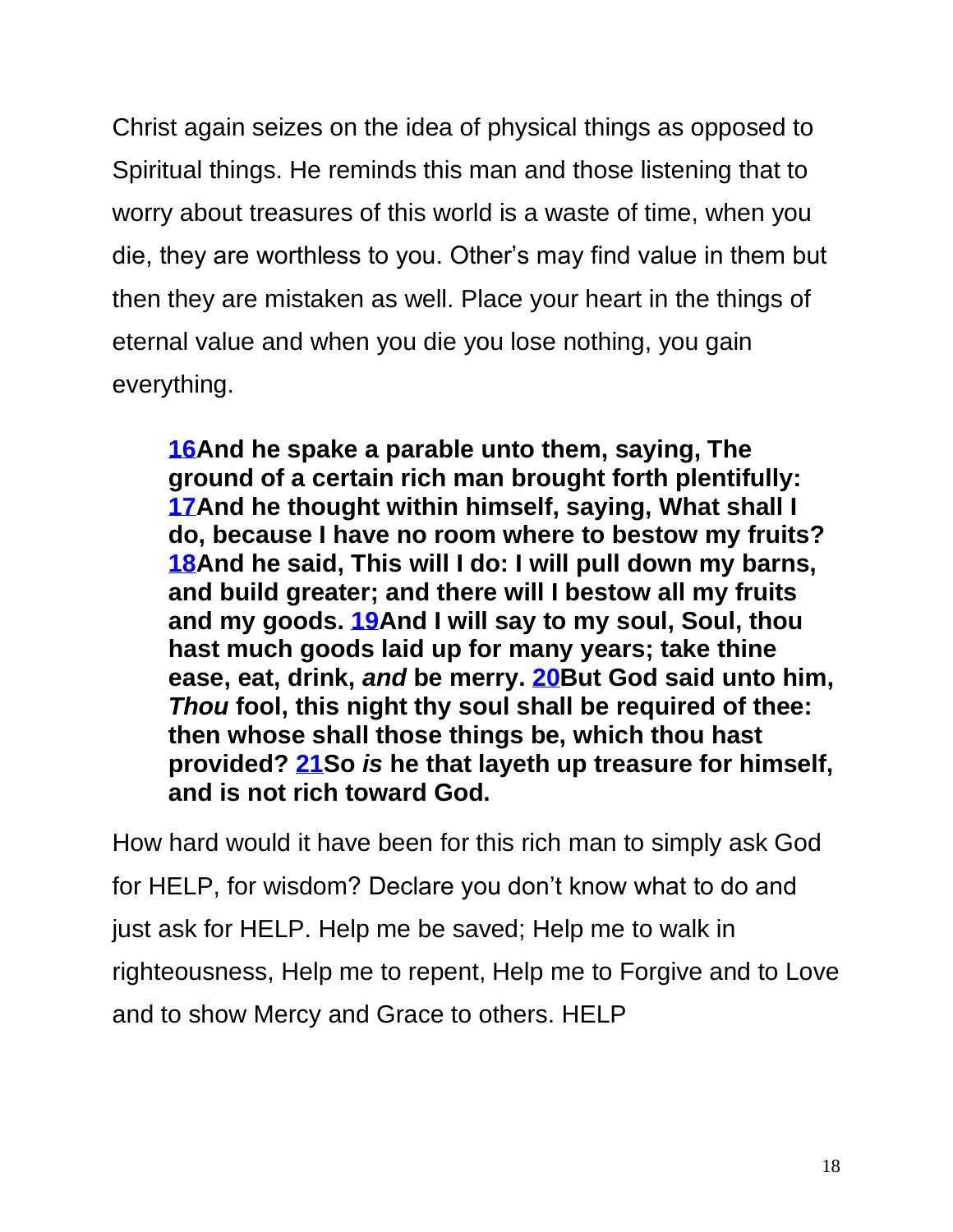Christ again seizes on the idea of physical things as opposed to Spiritual things. He reminds this man and those listening that to worry about treasures of this world is a waste of time, when you die, they are worthless to you. Other's may find value in them but then they are mistaken as well. Place your heart in the things of eternal value and when you die you lose nothing, you gain everything.

> **16And he spake a parable unto them, saying, The ground of a certain rich man brought forth plentifully: 17And he thought within himself, saying, What shall I do, because I have no room where to bestow my fruits? 18And he said, This will I do: I will pull down my barns, and build greater; and there will I bestow all my fruits and my goods. 19And I will say to my soul, Soul, thou hast much goods laid up for many years; take thine ease, eat, drink, *and* be merry. 20But God said unto him, *Thou* fool, this night thy soul shall be required of thee: then whose shall those things be, which thou hast provided? 21So *is* he that layeth up treasure for himself, and is not rich toward God.**

How hard would it have been for this rich man to simply ask God for HELP, for wisdom? Declare you don't know what to do and just ask for HELP. Help me be saved; Help me to walk in righteousness, Help me to repent, Help me to Forgive and to Love and to show Mercy and Grace to others. HELP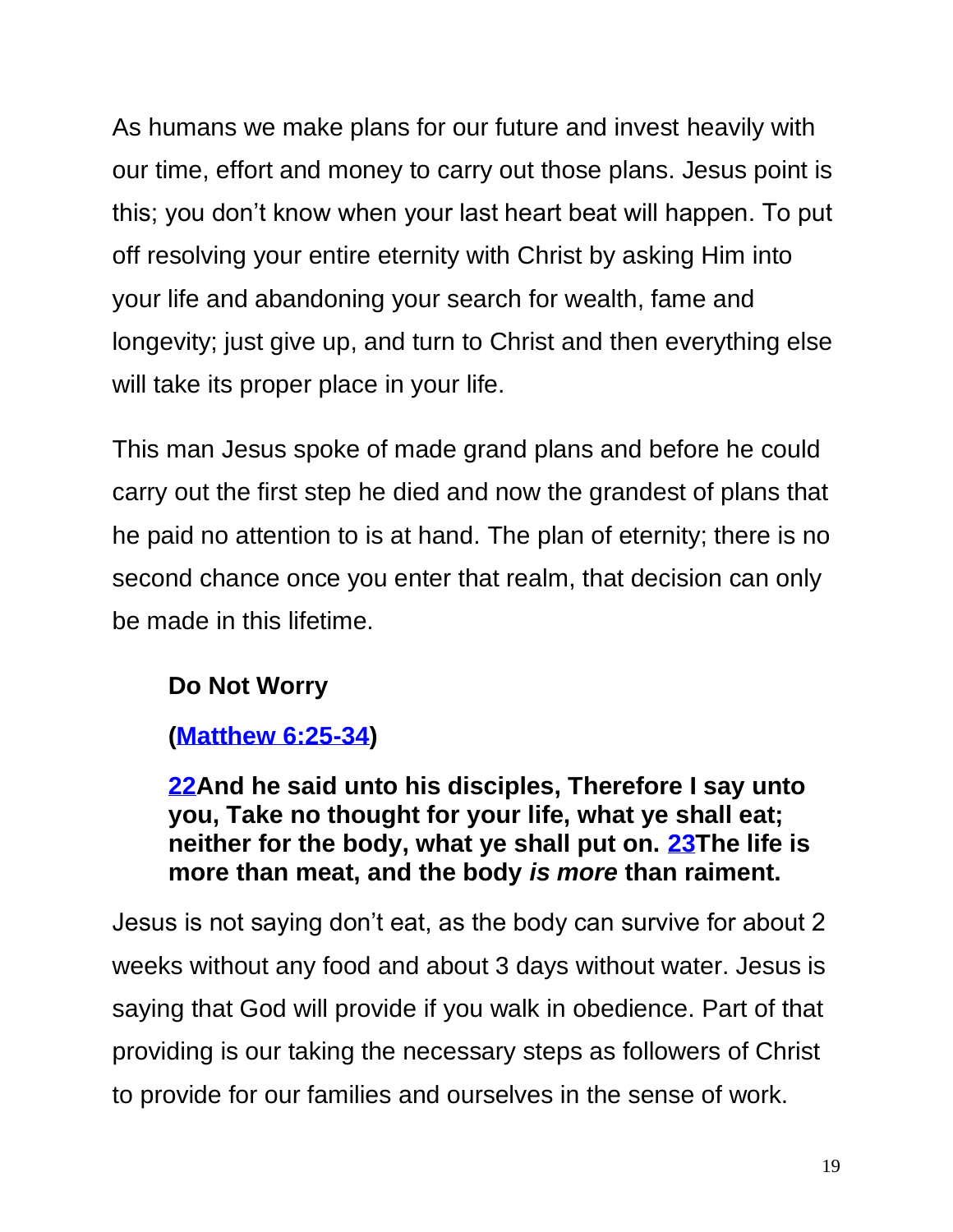As humans we make plans for our future and invest heavily with our time, effort and money to carry out those plans. Jesus point is this; you don't know when your last heart beat will happen. To put off resolving your entire eternity with Christ by asking Him into your life and abandoning your search for wealth, fame and longevity; just give up, and turn to Christ and then everything else will take its proper place in your life.

This man Jesus spoke of made grand plans and before he could carry out the first step he died and now the grandest of plans that he paid no attention to is at hand. The plan of eternity; there is no second chance once you enter that realm, that decision can only be made in this lifetime.

> **Do Not Worry**
>
> **(Matthew 6:25-34)**
>
> **22And he said unto his disciples, Therefore I say unto you, Take no thought for your life, what ye shall eat; neither for the body, what ye shall put on. 23The life is more than meat, and the body *is more* than raiment.**

Jesus is not saying don't eat, as the body can survive for about 2 weeks without any food and about 3 days without water. Jesus is saying that God will provide if you walk in obedience. Part of that providing is our taking the necessary steps as followers of Christ to provide for our families and ourselves in the sense of work.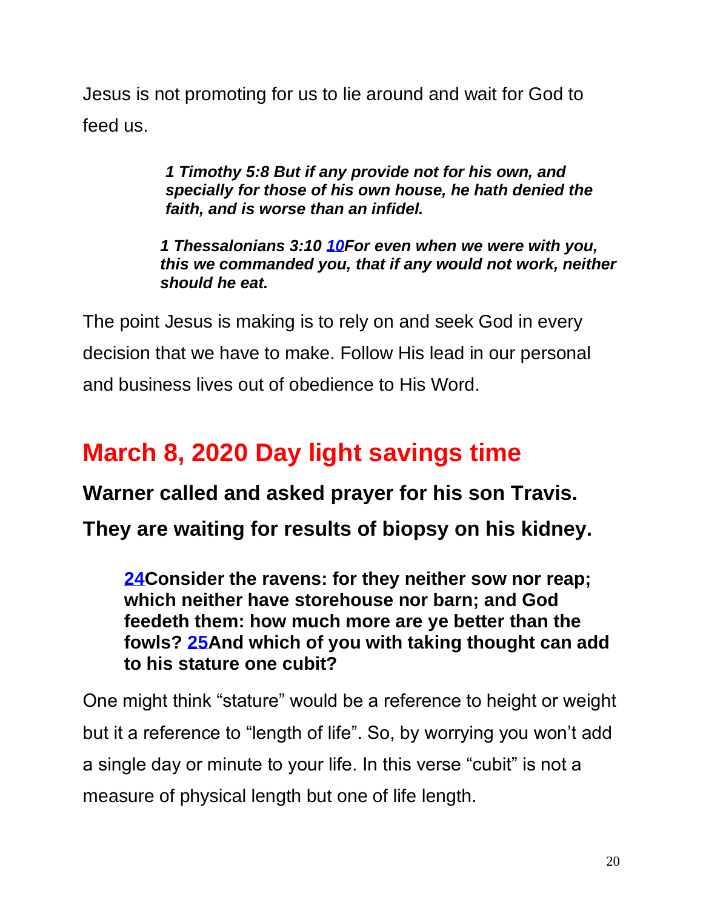Jesus is not promoting for us to lie around and wait for God to feed us.

> ***1 Timothy 5:8 But if any provide not for his own, and specially for those of his own house, he hath denied the faith, and is worse than an infidel.***

> ***1 Thessalonians 3:10 10For even when we were with you, this we commanded you, that if any would not work, neither should he eat.***

The point Jesus is making is to rely on and seek God in every decision that we have to make. Follow His lead in our personal and business lives out of obedience to His Word.

## March 8, 2020 Day light savings time

**Warner called and asked prayer for his son Travis. They are waiting for results of biopsy on his kidney.**

> **24Consider the ravens: for they neither sow nor reap; which neither have storehouse nor barn; and God feedeth them: how much more are ye better than the fowls? 25And which of you with taking thought can add to his stature one cubit?**

One might think “stature” would be a reference to height or weight but it a reference to “length of life”. So, by worrying you won’t add a single day or minute to your life. In this verse “cubit” is not a measure of physical length but one of life length.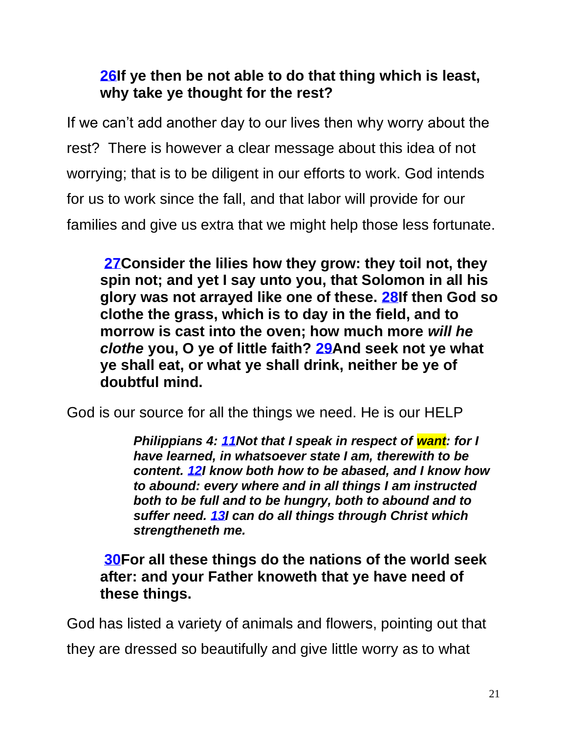**26If ye then be not able to do that thing which is least, why take ye thought for the rest?**

If we can't add another day to our lives then why worry about the rest? There is however a clear message about this idea of not worrying; that is to be diligent in our efforts to work. God intends for us to work since the fall, and that labor will provide for our families and give us extra that we might help those less fortunate.

**27Consider the lilies how they grow: they toil not, they spin not; and yet I say unto you, that Solomon in all his glory was not arrayed like one of these. 28If then God so clothe the grass, which is to day in the field, and to morrow is cast into the oven; how much more *will he clothe* you, O ye of little faith? 29And seek not ye what ye shall eat, or what ye shall drink, neither be ye of doubtful mind.**

God is our source for all the things we need. He is our HELP

> ***Philippians 4: 11Not that I speak in respect of want: for I have learned, in whatsoever state I am, therewith to be content. 12I know both how to be abased, and I know how to abound: every where and in all things I am instructed both to be full and to be hungry, both to abound and to suffer need. 13I can do all things through Christ which strengtheneth me.***

**30For all these things do the nations of the world seek after: and your Father knoweth that ye have need of these things.**

God has listed a variety of animals and flowers, pointing out that they are dressed so beautifully and give little worry as to what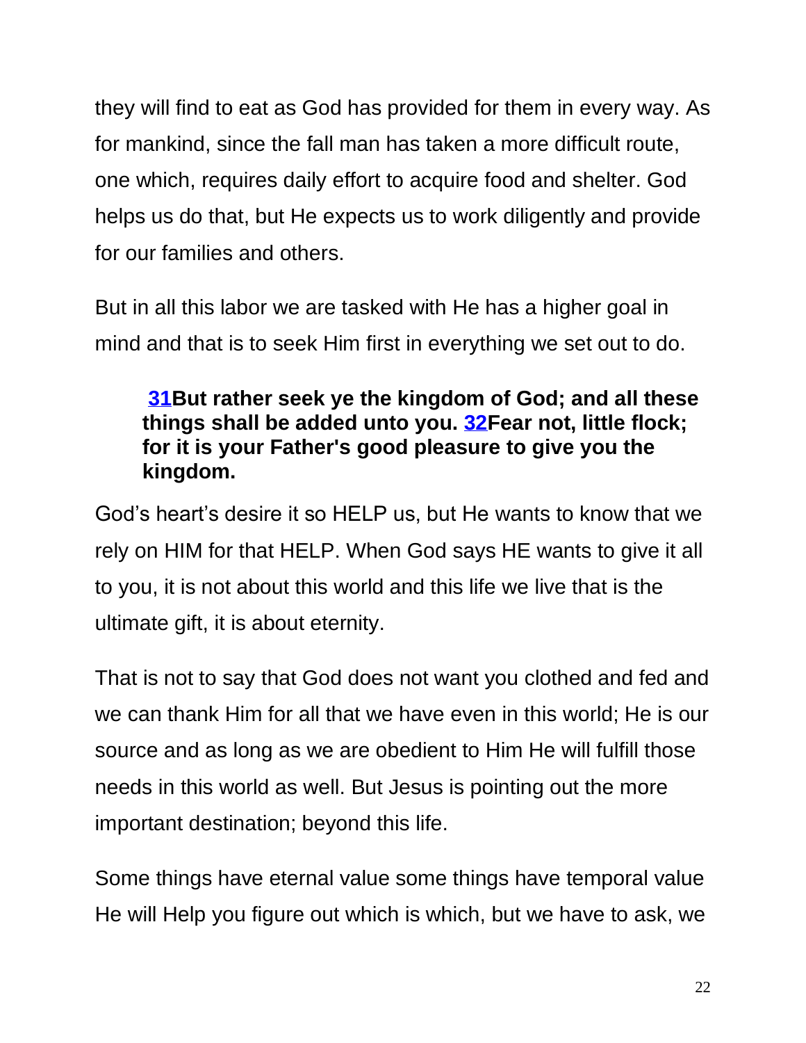they will find to eat as God has provided for them in every way. As for mankind, since the fall man has taken a more difficult route, one which, requires daily effort to acquire food and shelter. God helps us do that, but He expects us to work diligently and provide for our families and others.

But in all this labor we are tasked with He has a higher goal in mind and that is to seek Him first in everything we set out to do.

> **31But rather seek ye the kingdom of God; and all these things shall be added unto you. 32Fear not, little flock; for it is your Father's good pleasure to give you the kingdom.**

God's heart's desire it so HELP us, but He wants to know that we rely on HIM for that HELP. When God says HE wants to give it all to you, it is not about this world and this life we live that is the ultimate gift, it is about eternity.

That is not to say that God does not want you clothed and fed and we can thank Him for all that we have even in this world; He is our source and as long as we are obedient to Him He will fulfill those needs in this world as well. But Jesus is pointing out the more important destination; beyond this life.

Some things have eternal value some things have temporal value He will Help you figure out which is which, but we have to ask, we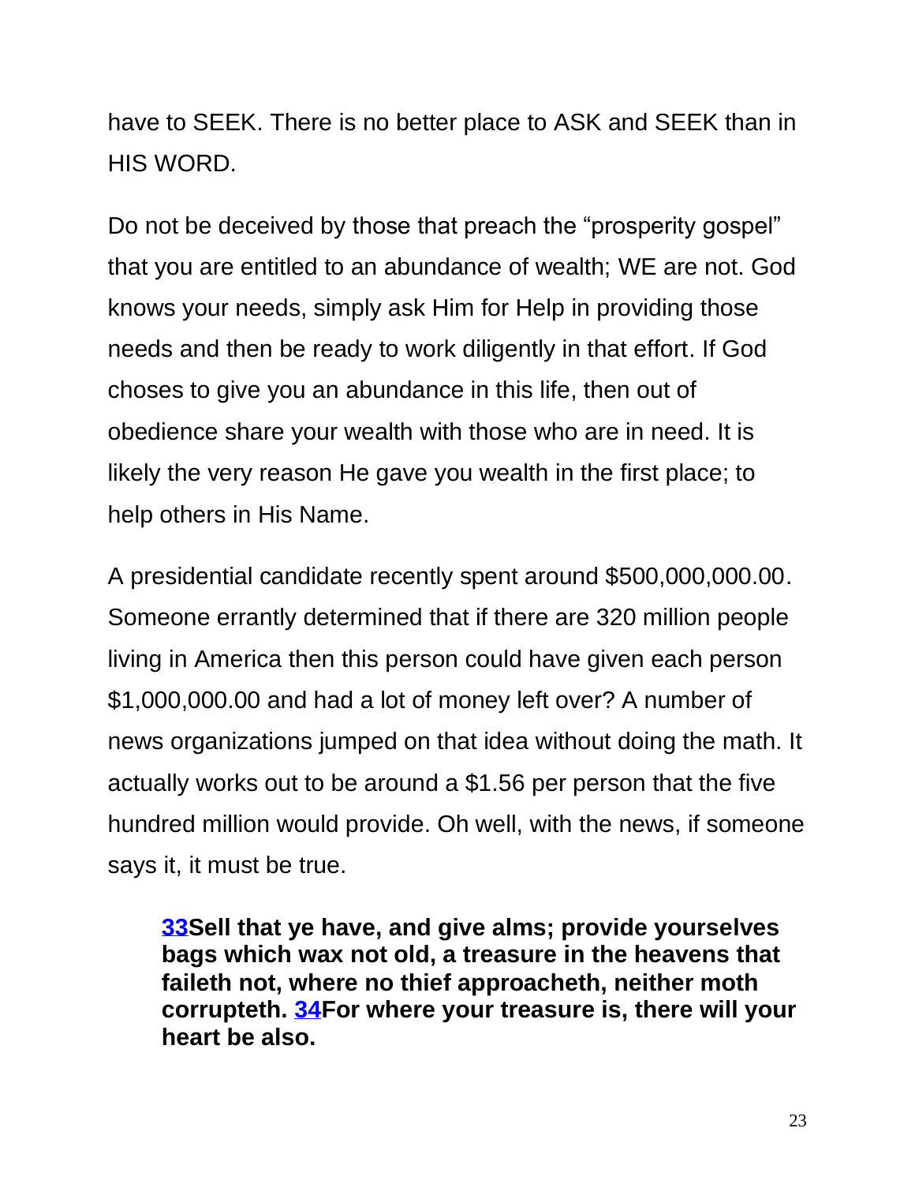have to SEEK. There is no better place to ASK and SEEK than in HIS WORD.

Do not be deceived by those that preach the “prosperity gospel” that you are entitled to an abundance of wealth; WE are not. God knows your needs, simply ask Him for Help in providing those needs and then be ready to work diligently in that effort. If God choses to give you an abundance in this life, then out of obedience share your wealth with those who are in need. It is likely the very reason He gave you wealth in the first place; to help others in His Name.

A presidential candidate recently spent around $500,000,000.00. Someone errantly determined that if there are 320 million people living in America then this person could have given each person $1,000,000.00 and had a lot of money left over? A number of news organizations jumped on that idea without doing the math. It actually works out to be around a $1.56 per person that the five hundred million would provide. Oh well, with the news, if someone says it, it must be true.

> **33Sell that ye have, and give alms; provide yourselves bags which wax not old, a treasure in the heavens that faileth not, where no thief approacheth, neither moth corrupteth. 34For where your treasure is, there will your heart be also.**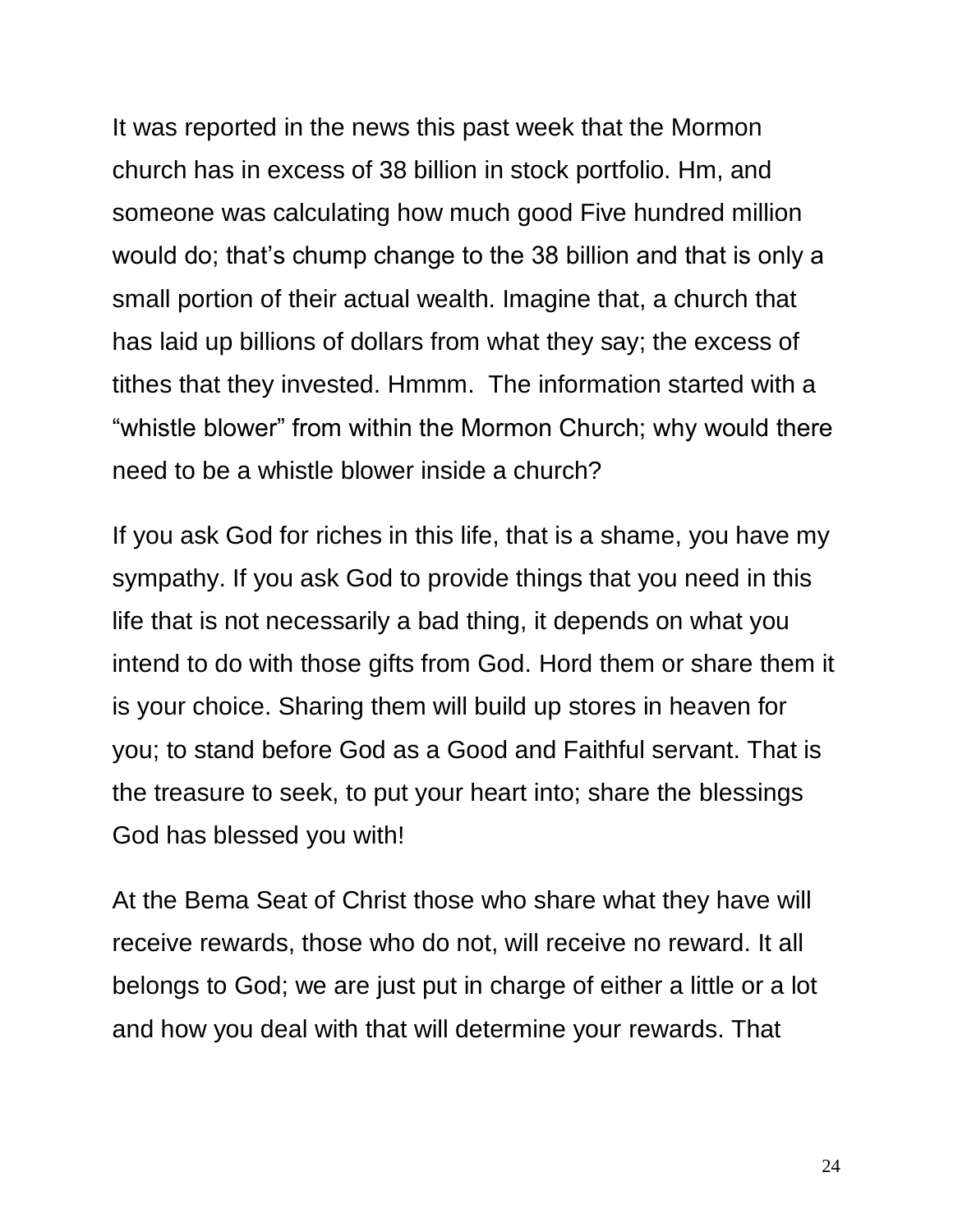It was reported in the news this past week that the Mormon church has in excess of 38 billion in stock portfolio. Hm, and someone was calculating how much good Five hundred million would do; that's chump change to the 38 billion and that is only a small portion of their actual wealth. Imagine that, a church that has laid up billions of dollars from what they say; the excess of tithes that they invested. Hmmm. The information started with a "whistle blower" from within the Mormon Church; why would there need to be a whistle blower inside a church?

If you ask God for riches in this life, that is a shame, you have my sympathy. If you ask God to provide things that you need in this life that is not necessarily a bad thing, it depends on what you intend to do with those gifts from God. Hord them or share them it is your choice. Sharing them will build up stores in heaven for you; to stand before God as a Good and Faithful servant. That is the treasure to seek, to put your heart into; share the blessings God has blessed you with!

At the Bema Seat of Christ those who share what they have will receive rewards, those who do not, will receive no reward. It all belongs to God; we are just put in charge of either a little or a lot and how you deal with that will determine your rewards. That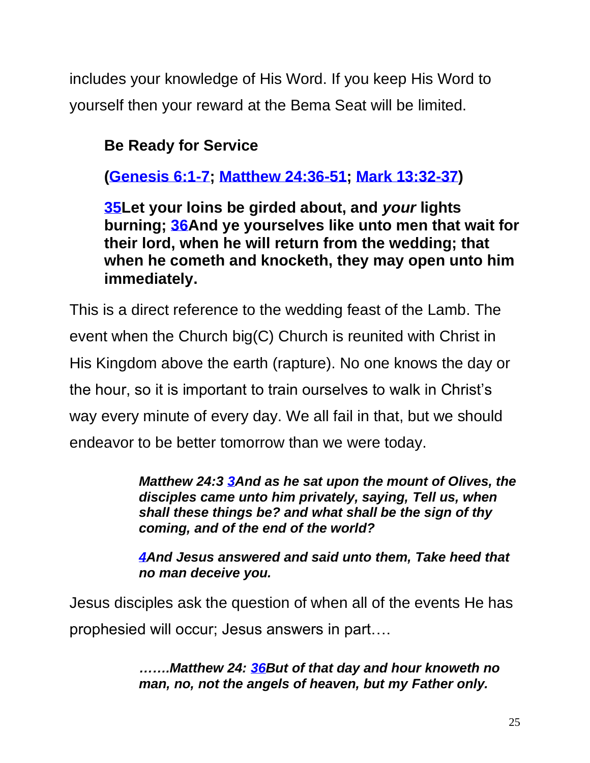includes your knowledge of His Word. If you keep His Word to yourself then your reward at the Bema Seat will be limited.

**Be Ready for Service**

**(Genesis 6:1-7; Matthew 24:36-51; Mark 13:32-37)**

**35Let your loins be girded about, and *your* lights burning; 36And ye yourselves like unto men that wait for their lord, when he will return from the wedding; that when he cometh and knocketh, they may open unto him immediately.**

This is a direct reference to the wedding feast of the Lamb. The event when the Church big(C) Church is reunited with Christ in His Kingdom above the earth (rapture). No one knows the day or the hour, so it is important to train ourselves to walk in Christ's way every minute of every day. We all fail in that, but we should endeavor to be better tomorrow than we were today.

> ***Matthew 24:3 3And as he sat upon the mount of Olives, the disciples came unto him privately, saying, Tell us, when shall these things be? and what shall be the sign of thy coming, and of the end of the world?***
>
> ***4And Jesus answered and said unto them, Take heed that no man deceive you.***

Jesus disciples ask the question of when all of the events He has prophesied will occur; Jesus answers in part….

> ***…….Matthew 24: 36But of that day and hour knoweth no man, no, not the angels of heaven, but my Father only.***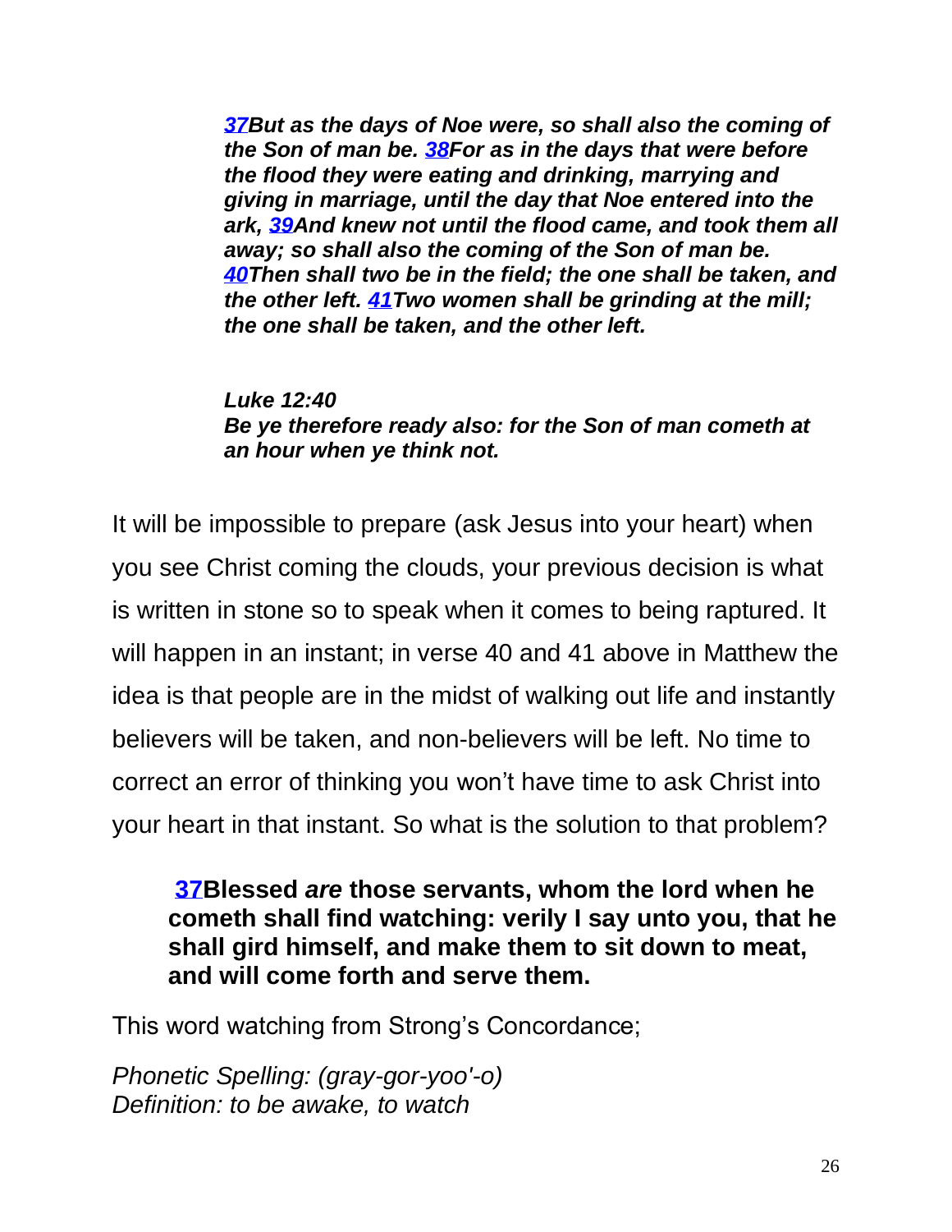*[37](#)But as the days of Noe were, so shall also the coming of the Son of man be. [38](#)For as in the days that were before the flood they were eating and drinking, marrying and giving in marriage, until the day that Noe entered into the ark, [39](#)And knew not until the flood came, and took them all away; so shall also the coming of the Son of man be. [40](#)Then shall two be in the field; the one shall be taken, and the other left. [41](#)Two women shall be grinding at the mill; the one shall be taken, and the other left.*

***Luke 12:40***
***Be ye therefore ready also: for the Son of man cometh at an hour when ye think not.***

It will be impossible to prepare (ask Jesus into your heart) when you see Christ coming the clouds, your previous decision is what is written in stone so to speak when it comes to being raptured. It will happen in an instant; in verse 40 and 41 above in Matthew the idea is that people are in the midst of walking out life and instantly believers will be taken, and non-believers will be left. No time to correct an error of thinking you won't have time to ask Christ into your heart in that instant. So what is the solution to that problem?

**[37](#)Blessed *are* those servants, whom the lord when he cometh shall find watching: verily I say unto you, that he shall gird himself, and make them to sit down to meat, and will come forth and serve them.**

This word watching from Strong's Concordance;

*Phonetic Spelling: (gray-gor-yoo'-o)*
*Definition: to be awake, to watch*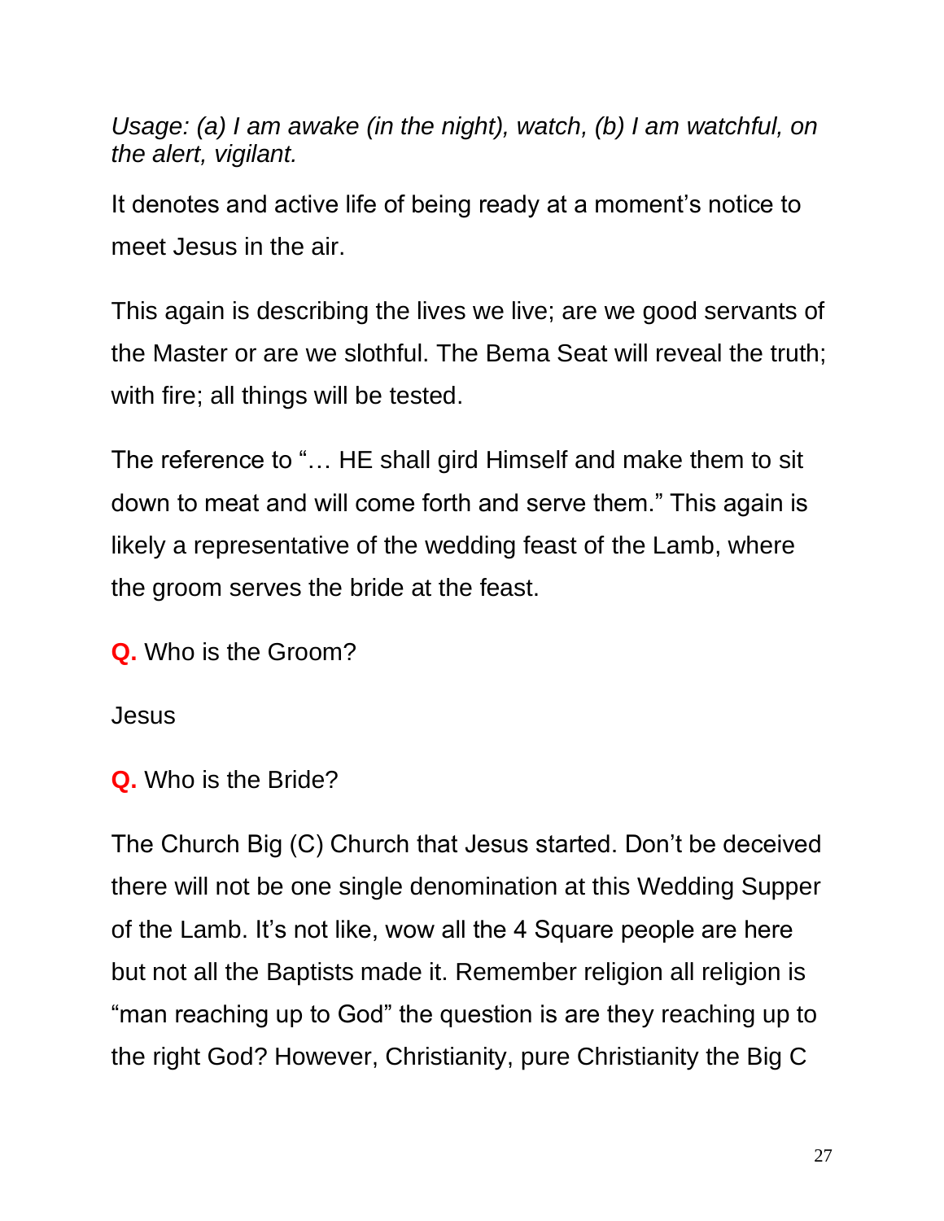*Usage: (a) I am awake (in the night), watch, (b) I am watchful, on the alert, vigilant.*

It denotes and active life of being ready at a moment's notice to meet Jesus in the air.

This again is describing the lives we live; are we good servants of the Master or are we slothful. The Bema Seat will reveal the truth; with fire; all things will be tested.

The reference to "… HE shall gird Himself and make them to sit down to meat and will come forth and serve them." This again is likely a representative of the wedding feast of the Lamb, where the groom serves the bride at the feast.

**Q.** Who is the Groom?

Jesus

**Q.** Who is the Bride?

The Church Big (C) Church that Jesus started. Don't be deceived there will not be one single denomination at this Wedding Supper of the Lamb. It's not like, wow all the 4 Square people are here but not all the Baptists made it. Remember religion all religion is "man reaching up to God" the question is are they reaching up to the right God? However, Christianity, pure Christianity the Big C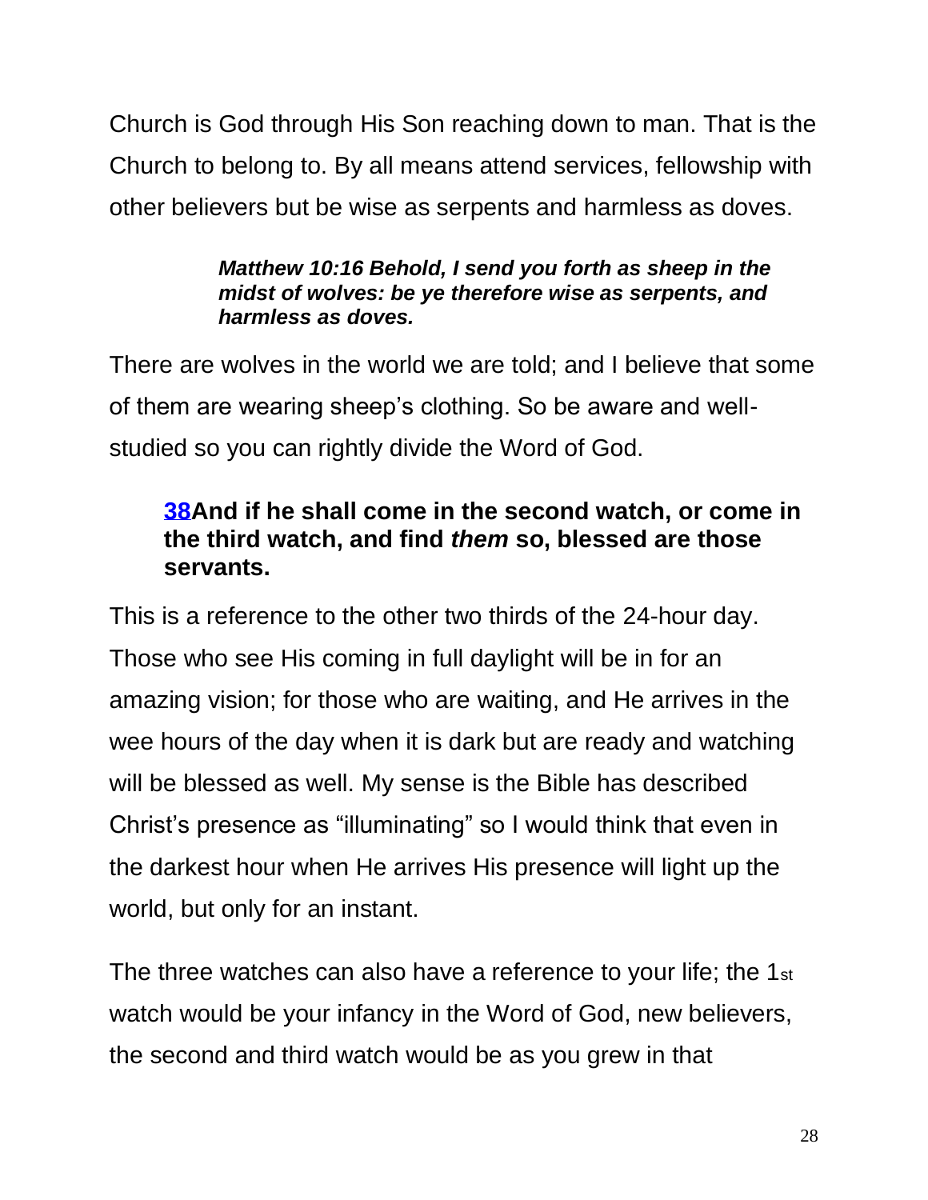Church is God through His Son reaching down to man. That is the Church to belong to. By all means attend services, fellowship with other believers but be wise as serpents and harmless as doves.

> ***Matthew 10:16 Behold, I send you forth as sheep in the midst of wolves: be ye therefore wise as serpents, and harmless as doves.***

There are wolves in the world we are told; and I believe that some of them are wearing sheep's clothing. So be aware and well-studied so you can rightly divide the Word of God.

> **38And if he shall come in the second watch, or come in the third watch, and find *them* so, blessed are those servants.**

This is a reference to the other two thirds of the 24-hour day. Those who see His coming in full daylight will be in for an amazing vision; for those who are waiting, and He arrives in the wee hours of the day when it is dark but are ready and watching will be blessed as well. My sense is the Bible has described Christ's presence as "illuminating" so I would think that even in the darkest hour when He arrives His presence will light up the world, but only for an instant.

The three watches can also have a reference to your life; the 1st watch would be your infancy in the Word of God, new believers, the second and third watch would be as you grew in that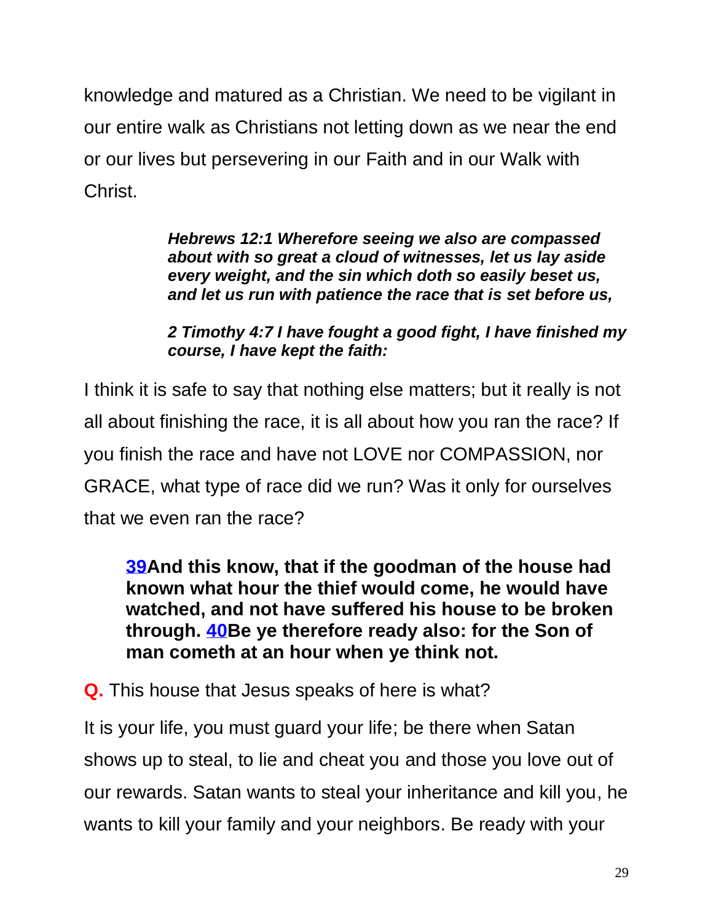knowledge and matured as a Christian. We need to be vigilant in our entire walk as Christians not letting down as we near the end or our lives but persevering in our Faith and in our Walk with Christ.

> ***Hebrews 12:1 Wherefore seeing we also are compassed about with so great a cloud of witnesses, let us lay aside every weight, and the sin which doth so easily beset us, and let us run with patience the race that is set before us,***
>
> ***2 Timothy 4:7 I have fought a good fight, I have finished my course, I have kept the faith:***

I think it is safe to say that nothing else matters; but it really is not all about finishing the race, it is all about how you ran the race? If you finish the race and have not LOVE nor COMPASSION, nor GRACE, what type of race did we run? Was it only for ourselves that we even ran the race?

> **39And this know, that if the goodman of the house had known what hour the thief would come, he would have watched, and not have suffered his house to be broken through. 40Be ye therefore ready also: for the Son of man cometh at an hour when ye think not.**

**Q.** This house that Jesus speaks of here is what?

It is your life, you must guard your life; be there when Satan shows up to steal, to lie and cheat you and those you love out of our rewards. Satan wants to steal your inheritance and kill you, he wants to kill your family and your neighbors. Be ready with your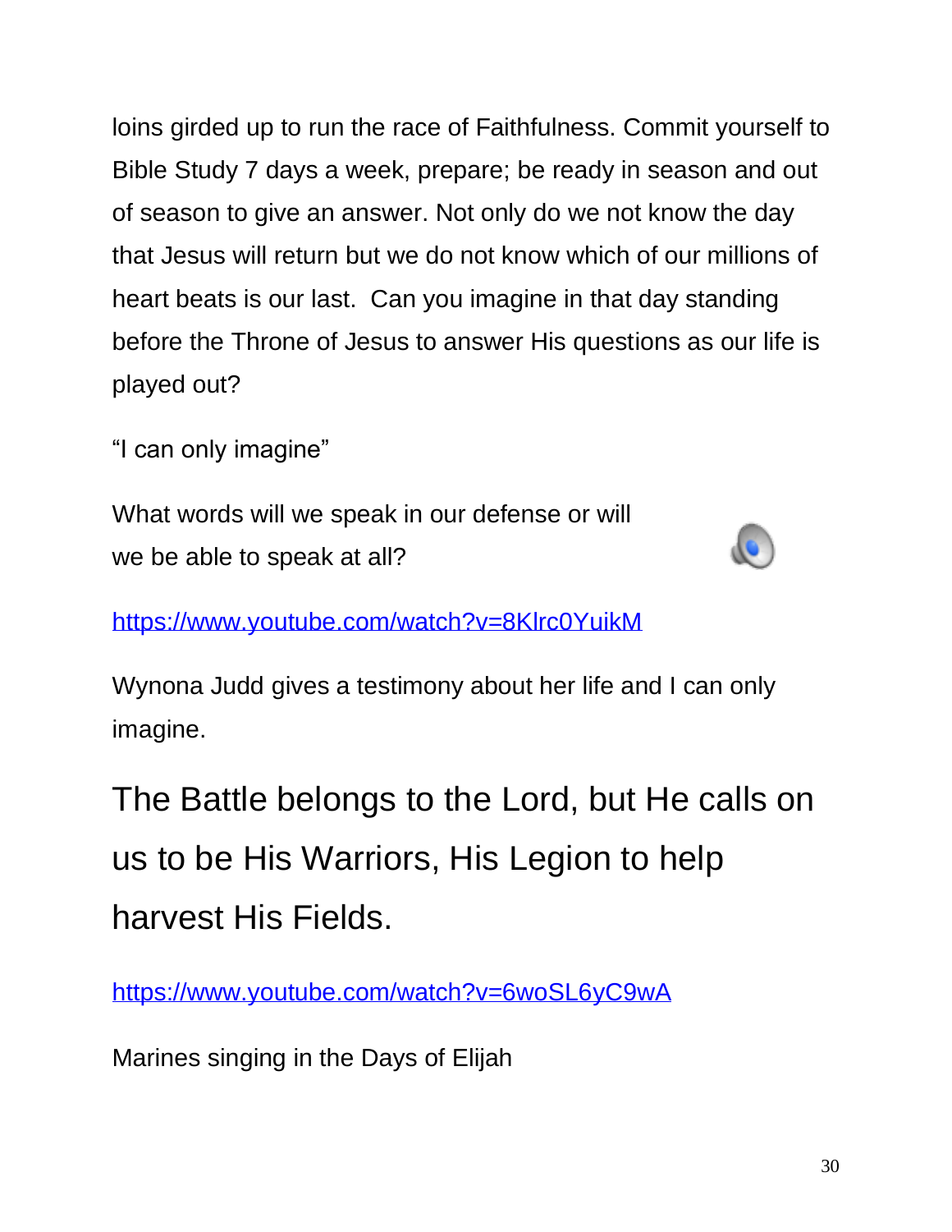loins girded up to run the race of Faithfulness. Commit yourself to Bible Study 7 days a week, prepare; be ready in season and out of season to give an answer. Not only do we not know the day that Jesus will return but we do not know which of our millions of heart beats is our last.  Can you imagine in that day standing before the Throne of Jesus to answer His questions as our life is played out?

"I can only imagine"

What words will we speak in our defense or will we be able to speak at all?

https://www.youtube.com/watch?v=8Klrc0YuikM

Wynona Judd gives a testimony about her life and I can only imagine.

## The Battle belongs to the Lord, but He calls on us to be His Warriors, His Legion to help harvest His Fields.

https://www.youtube.com/watch?v=6woSL6yC9wA

Marines singing in the Days of Elijah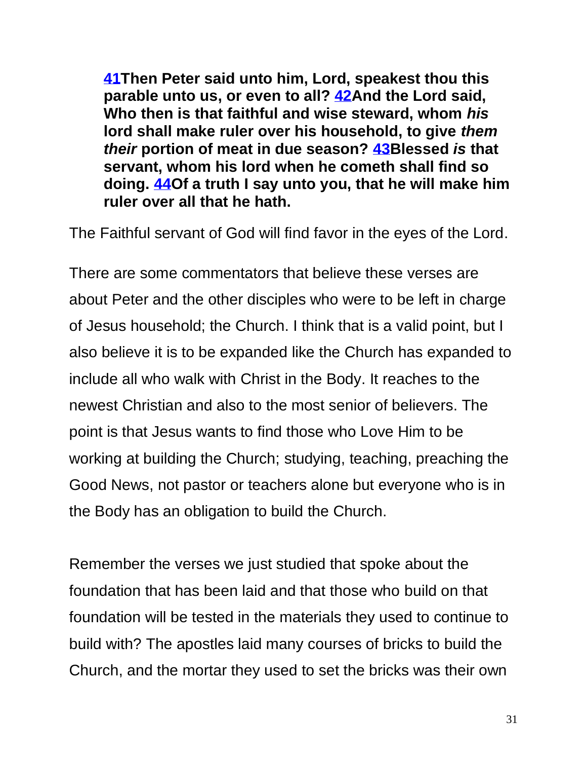**41Then Peter said unto him, Lord, speakest thou this parable unto us, or even to all? 42And the Lord said, Who then is that faithful and wise steward, whom *his* lord shall make ruler over his household, to give *them their* portion of meat in due season? 43Blessed *is* that servant, whom his lord when he cometh shall find so doing. 44Of a truth I say unto you, that he will make him ruler over all that he hath.**

The Faithful servant of God will find favor in the eyes of the Lord.

There are some commentators that believe these verses are about Peter and the other disciples who were to be left in charge of Jesus household; the Church. I think that is a valid point, but I also believe it is to be expanded like the Church has expanded to include all who walk with Christ in the Body. It reaches to the newest Christian and also to the most senior of believers. The point is that Jesus wants to find those who Love Him to be working at building the Church; studying, teaching, preaching the Good News, not pastor or teachers alone but everyone who is in the Body has an obligation to build the Church.

Remember the verses we just studied that spoke about the foundation that has been laid and that those who build on that foundation will be tested in the materials they used to continue to build with? The apostles laid many courses of bricks to build the Church, and the mortar they used to set the bricks was their own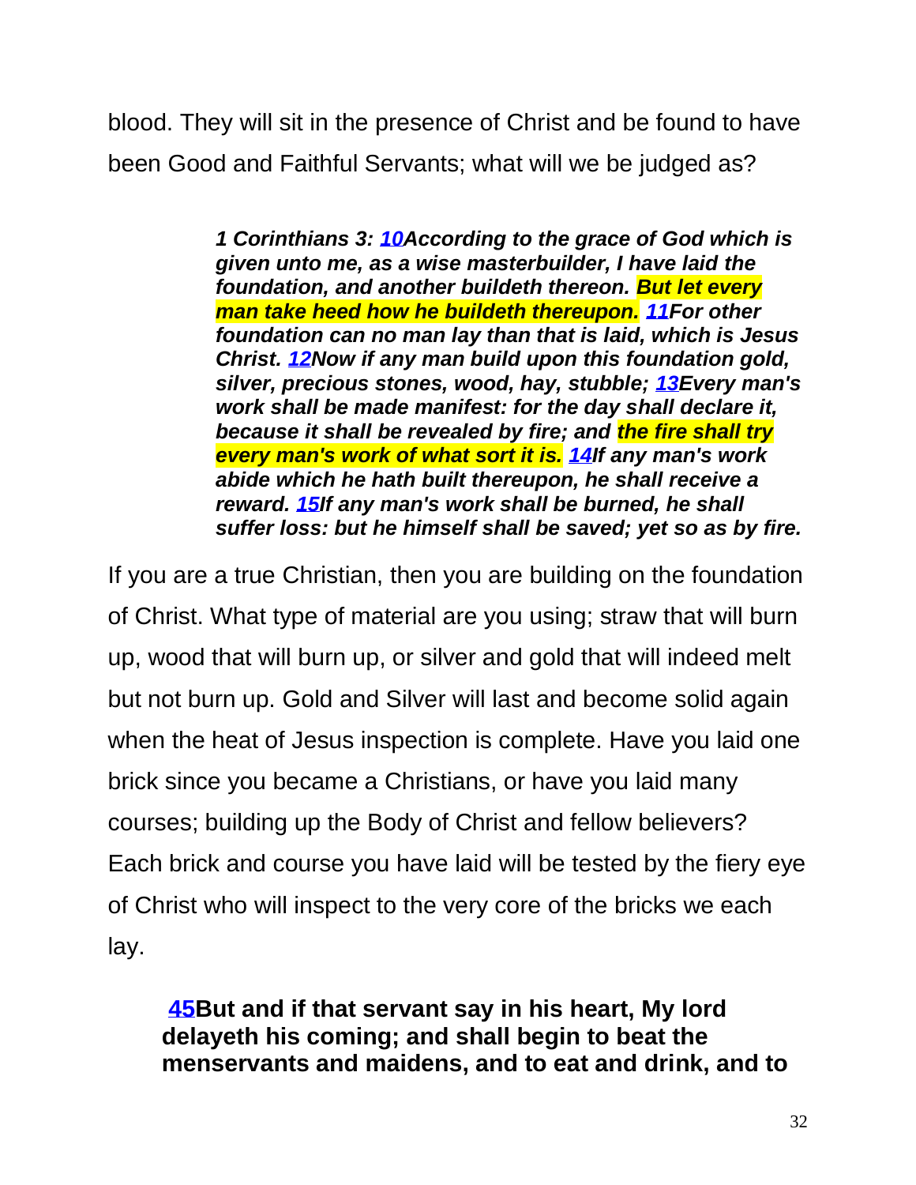blood. They will sit in the presence of Christ and be found to have been Good and Faithful Servants; what will we be judged as?

> ***1 Corinthians 3: 10According to the grace of God which is given unto me, as a wise masterbuilder, I have laid the foundation, and another buildeth thereon. But let every man take heed how he buildeth thereupon. 11For other foundation can no man lay than that is laid, which is Jesus Christ. 12Now if any man build upon this foundation gold, silver, precious stones, wood, hay, stubble; 13Every man's work shall be made manifest: for the day shall declare it, because it shall be revealed by fire; and the fire shall try every man's work of what sort it is. 14If any man's work abide which he hath built thereupon, he shall receive a reward. 15If any man's work shall be burned, he shall suffer loss: but he himself shall be saved; yet so as by fire.***

If you are a true Christian, then you are building on the foundation of Christ. What type of material are you using; straw that will burn up, wood that will burn up, or silver and gold that will indeed melt but not burn up. Gold and Silver will last and become solid again when the heat of Jesus inspection is complete. Have you laid one brick since you became a Christians, or have you laid many courses; building up the Body of Christ and fellow believers? Each brick and course you have laid will be tested by the fiery eye of Christ who will inspect to the very core of the bricks we each lay.

> **45But and if that servant say in his heart, My lord delayeth his coming; and shall begin to beat the menservants and maidens, and to eat and drink, and to**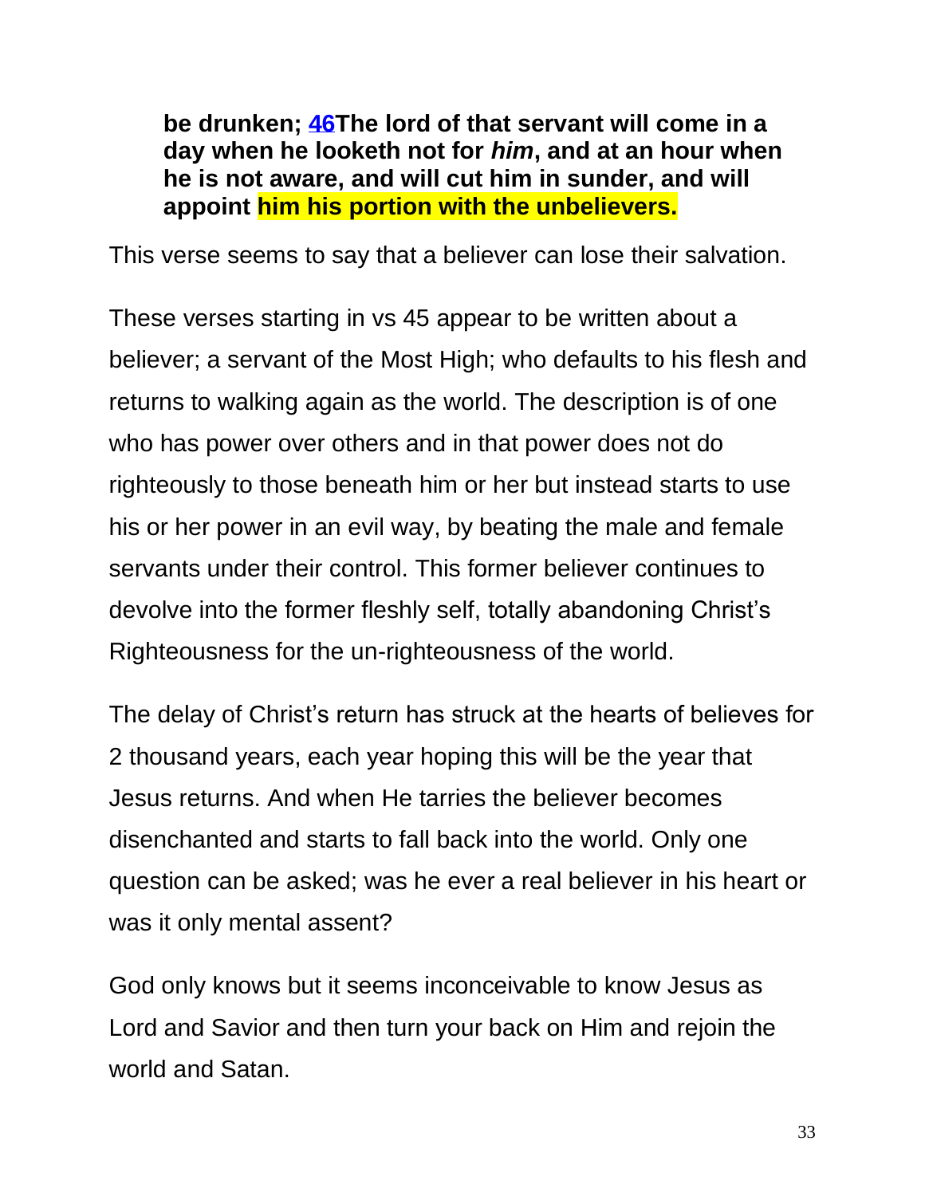> **be drunken; [46](#)The lord of that servant will come in a day when he looketh not for *him*, and at an hour when he is not aware, and will cut him in sunder, and will appoint him his portion with the unbelievers.**

This verse seems to say that a believer can lose their salvation.

These verses starting in vs 45 appear to be written about a believer; a servant of the Most High; who defaults to his flesh and returns to walking again as the world. The description is of one who has power over others and in that power does not do righteously to those beneath him or her but instead starts to use his or her power in an evil way, by beating the male and female servants under their control. This former believer continues to devolve into the former fleshly self, totally abandoning Christ's Righteousness for the un-righteousness of the world.

The delay of Christ's return has struck at the hearts of believes for 2 thousand years, each year hoping this will be the year that Jesus returns. And when He tarries the believer becomes disenchanted and starts to fall back into the world. Only one question can be asked; was he ever a real believer in his heart or was it only mental assent?

God only knows but it seems inconceivable to know Jesus as Lord and Savior and then turn your back on Him and rejoin the world and Satan.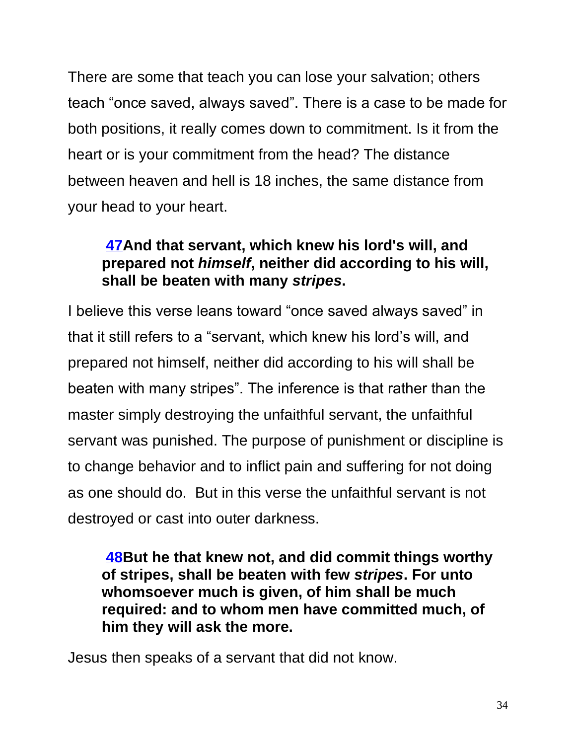There are some that teach you can lose your salvation; others teach “once saved, always saved”. There is a case to be made for both positions, it really comes down to commitment. Is it from the heart or is your commitment from the head? The distance between heaven and hell is 18 inches, the same distance from your head to your heart.

> **[47](#)And that servant, which knew his lord's will, and prepared not *himself*, neither did according to his will, shall be beaten with many *stripes*.**

I believe this verse leans toward “once saved always saved” in that it still refers to a “servant, which knew his lord’s will, and prepared not himself, neither did according to his will shall be beaten with many stripes”. The inference is that rather than the master simply destroying the unfaithful servant, the unfaithful servant was punished. The purpose of punishment or discipline is to change behavior and to inflict pain and suffering for not doing as one should do. But in this verse the unfaithful servant is not destroyed or cast into outer darkness.

> **[48](#)But he that knew not, and did commit things worthy of stripes, shall be beaten with few *stripes*. For unto whomsoever much is given, of him shall be much required: and to whom men have committed much, of him they will ask the more.**

Jesus then speaks of a servant that did not know.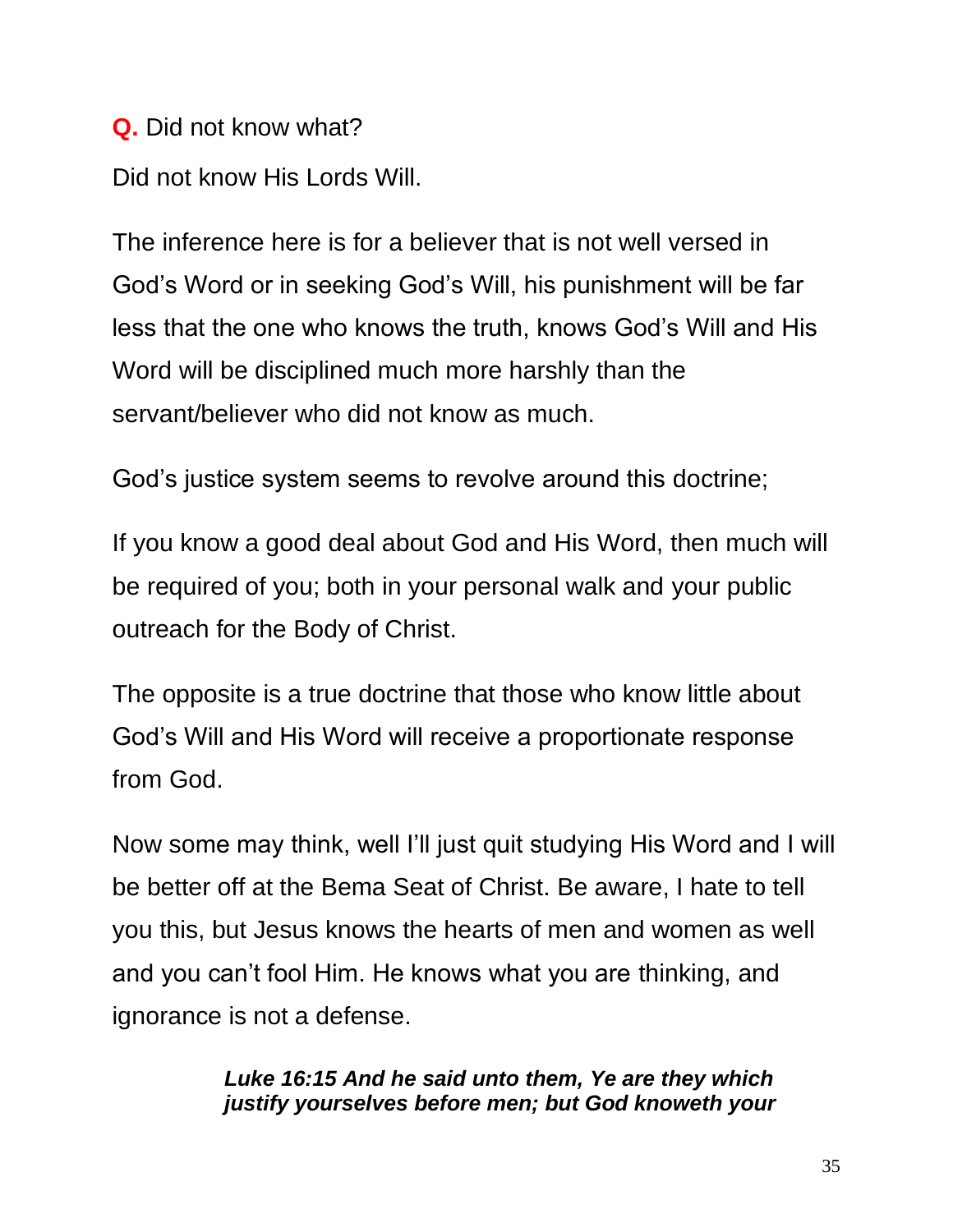**Q.** Did not know what?

Did not know His Lords Will.

The inference here is for a believer that is not well versed in God's Word or in seeking God's Will, his punishment will be far less that the one who knows the truth, knows God's Will and His Word will be disciplined much more harshly than the servant/believer who did not know as much.

God's justice system seems to revolve around this doctrine;

If you know a good deal about God and His Word, then much will be required of you; both in your personal walk and your public outreach for the Body of Christ.

The opposite is a true doctrine that those who know little about God's Will and His Word will receive a proportionate response from God.

Now some may think, well I'll just quit studying His Word and I will be better off at the Bema Seat of Christ. Be aware, I hate to tell you this, but Jesus knows the hearts of men and women as well and you can't fool Him. He knows what you are thinking, and ignorance is not a defense.

> ***Luke 16:15 And he said unto them, Ye are they which justify yourselves before men; but God knoweth your***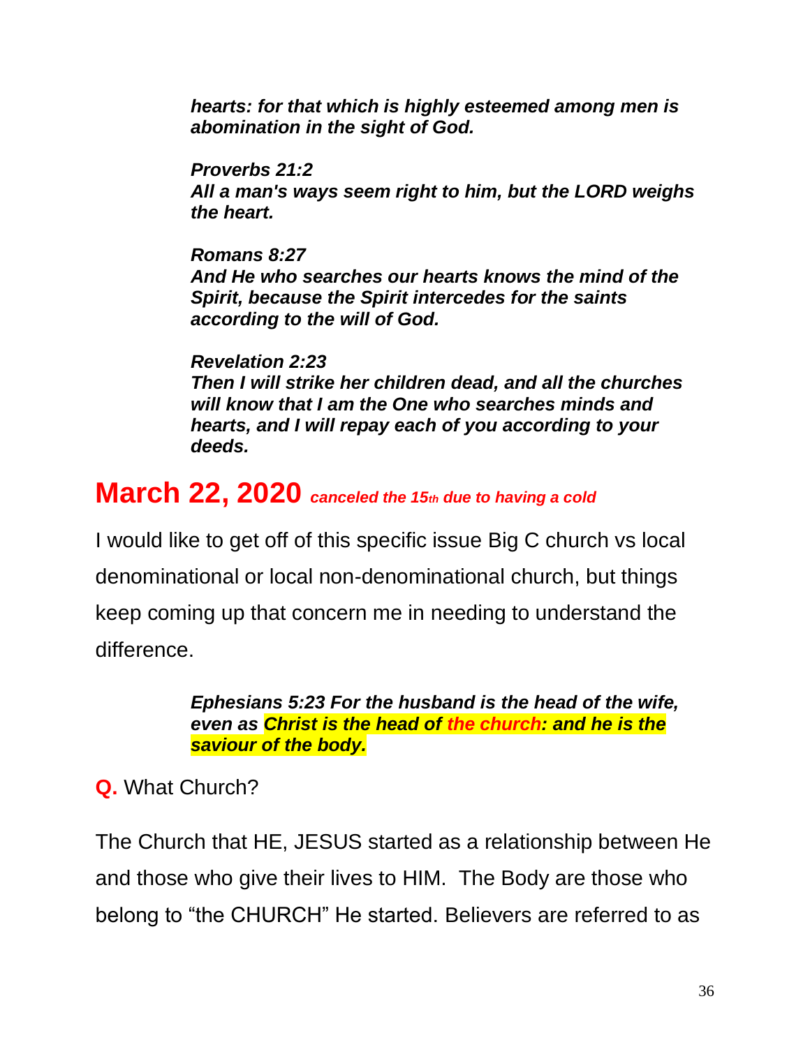***hearts: for that which is highly esteemed among men is abomination in the sight of God.***

***Proverbs 21:2***
***All a man's ways seem right to him, but the LORD weighs the heart.***

***Romans 8:27***
***And He who searches our hearts knows the mind of the Spirit, because the Spirit intercedes for the saints according to the will of God.***

***Revelation 2:23***
***Then I will strike her children dead, and all the churches will know that I am the One who searches minds and hearts, and I will repay each of you according to your deeds.***

## March 22, 2020 *canceled the 15th due to having a cold*

I would like to get off of this specific issue Big C church vs local denominational or local non-denominational church, but things keep coming up that concern me in needing to understand the difference.

> ***Ephesians 5:23 For the husband is the head of the wife, even as Christ is the head of the church: and he is the saviour of the body.***

**Q.** What Church?

The Church that HE, JESUS started as a relationship between He and those who give their lives to HIM. The Body are those who belong to "the CHURCH" He started. Believers are referred to as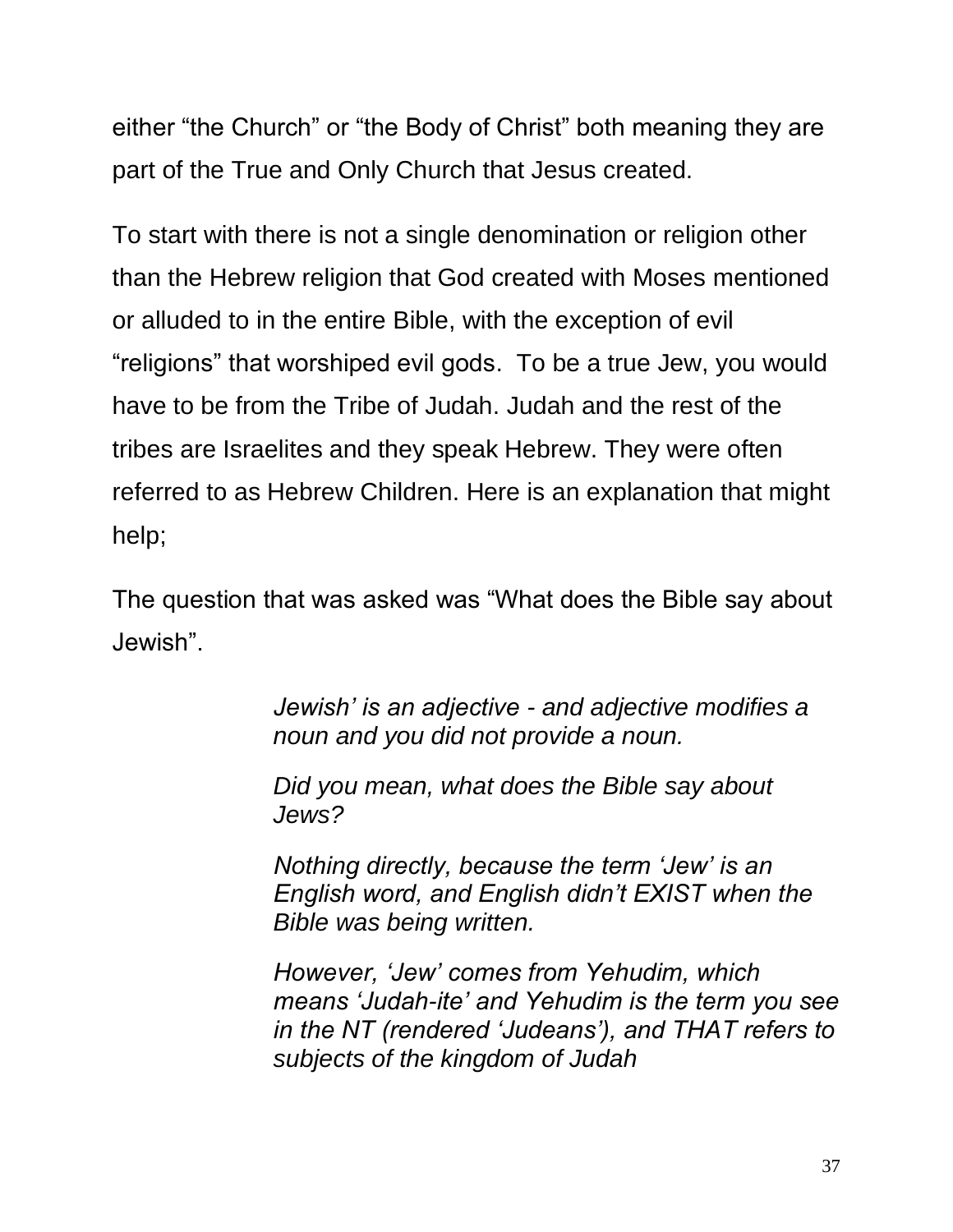either “the Church” or “the Body of Christ” both meaning they are part of the True and Only Church that Jesus created.

To start with there is not a single denomination or religion other than the Hebrew religion that God created with Moses mentioned or alluded to in the entire Bible, with the exception of evil “religions” that worshiped evil gods.  To be a true Jew, you would have to be from the Tribe of Judah. Judah and the rest of the tribes are Israelites and they speak Hebrew. They were often referred to as Hebrew Children. Here is an explanation that might help;

The question that was asked was “What does the Bible say about Jewish”.

> *Jewish’ is an adjective - and adjective modifies a noun and you did not provide a noun.*
>
> *Did you mean, what does the Bible say about Jews?*
>
> *Nothing directly, because the term ‘Jew’ is an English word, and English didn’t EXIST when the Bible was being written.*
>
> *However, ‘Jew’ comes from Yehudim, which means ‘Judah-ite’ and Yehudim is the term you see in the NT (rendered ‘Judeans’), and THAT refers to subjects of the kingdom of Judah*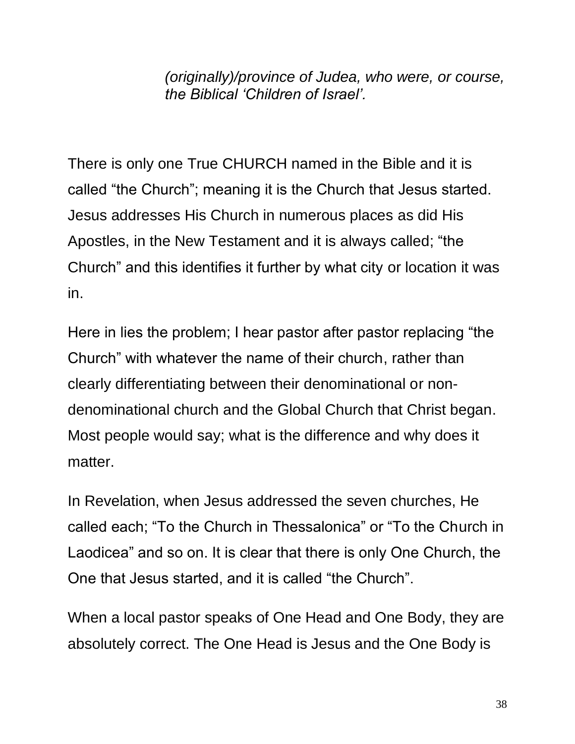*(originally)/province of Judea, who were, or course, the Biblical 'Children of Israel'.*

There is only one True CHURCH named in the Bible and it is called "the Church"; meaning it is the Church that Jesus started. Jesus addresses His Church in numerous places as did His Apostles, in the New Testament and it is always called; "the Church" and this identifies it further by what city or location it was in.

Here in lies the problem; I hear pastor after pastor replacing "the Church" with whatever the name of their church, rather than clearly differentiating between their denominational or non-denominational church and the Global Church that Christ began. Most people would say; what is the difference and why does it matter.

In Revelation, when Jesus addressed the seven churches, He called each; "To the Church in Thessalonica" or "To the Church in Laodicea" and so on. It is clear that there is only One Church, the One that Jesus started, and it is called "the Church".

When a local pastor speaks of One Head and One Body, they are absolutely correct. The One Head is Jesus and the One Body is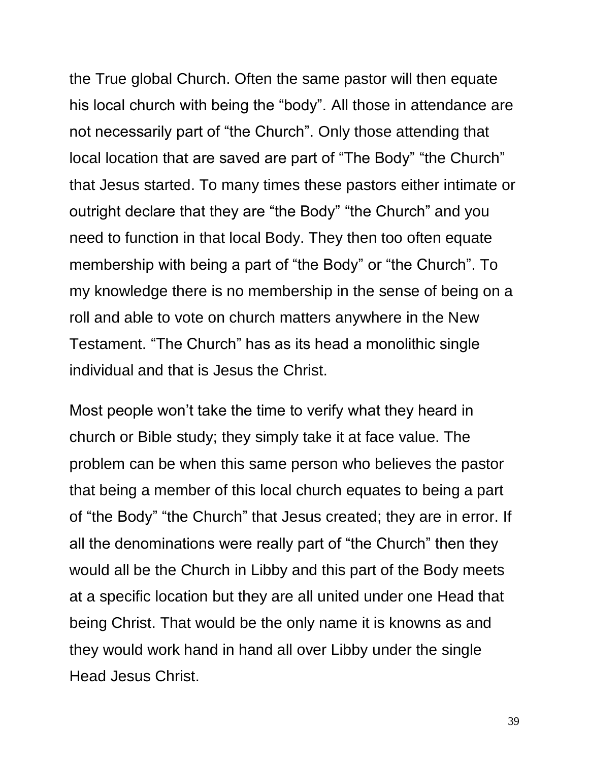the True global Church. Often the same pastor will then equate his local church with being the “body”. All those in attendance are not necessarily part of “the Church”. Only those attending that local location that are saved are part of “The Body” “the Church” that Jesus started. To many times these pastors either intimate or outright declare that they are “the Body” “the Church” and you need to function in that local Body. They then too often equate membership with being a part of “the Body” or “the Church”. To my knowledge there is no membership in the sense of being on a roll and able to vote on church matters anywhere in the New Testament. “The Church” has as its head a monolithic single individual and that is Jesus the Christ.

Most people won’t take the time to verify what they heard in church or Bible study; they simply take it at face value. The problem can be when this same person who believes the pastor that being a member of this local church equates to being a part of “the Body” “the Church” that Jesus created; they are in error. If all the denominations were really part of “the Church” then they would all be the Church in Libby and this part of the Body meets at a specific location but they are all united under one Head that being Christ. That would be the only name it is knowns as and they would work hand in hand all over Libby under the single Head Jesus Christ.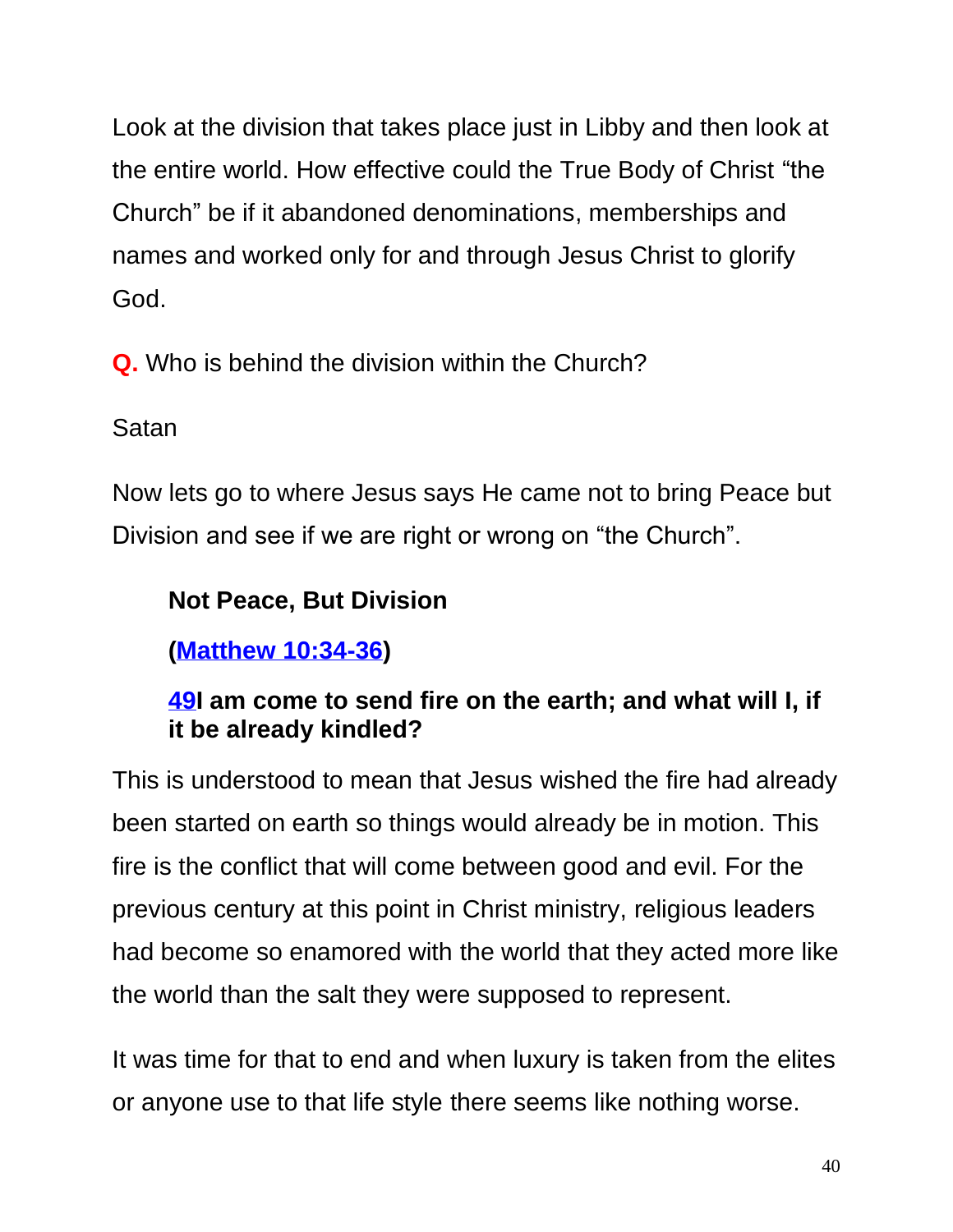Look at the division that takes place just in Libby and then look at the entire world. How effective could the True Body of Christ "the Church" be if it abandoned denominations, memberships and names and worked only for and through Jesus Christ to glorify God.

**Q.** Who is behind the division within the Church?

Satan

Now lets go to where Jesus says He came not to bring Peace but Division and see if we are right or wrong on "the Church".

**Not Peace, But Division**

**([Matthew 10:34-36](Matthew 10:34-36))**

**[49](49)I am come to send fire on the earth; and what will I, if it be already kindled?**

This is understood to mean that Jesus wished the fire had already been started on earth so things would already be in motion. This fire is the conflict that will come between good and evil. For the previous century at this point in Christ ministry, religious leaders had become so enamored with the world that they acted more like the world than the salt they were supposed to represent.

It was time for that to end and when luxury is taken from the elites or anyone use to that life style there seems like nothing worse.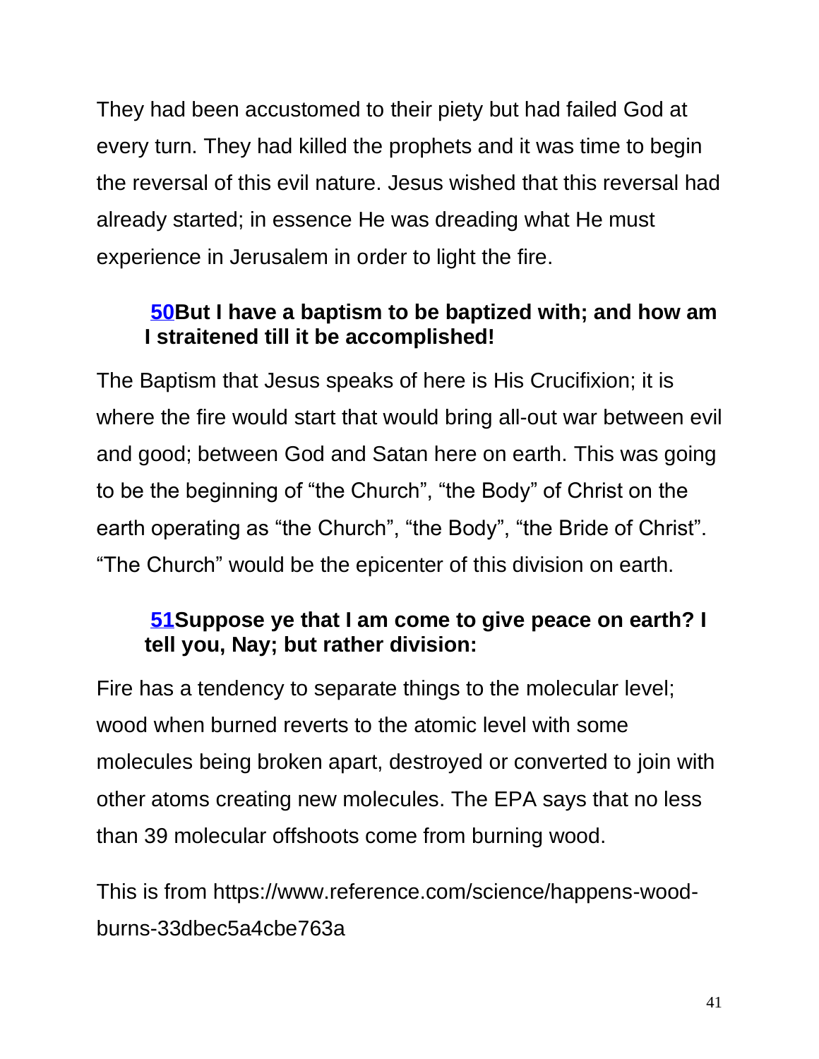They had been accustomed to their piety but had failed God at every turn. They had killed the prophets and it was time to begin the reversal of this evil nature. Jesus wished that this reversal had already started; in essence He was dreading what He must experience in Jerusalem in order to light the fire.

> **50But I have a baptism to be baptized with; and how am I straitened till it be accomplished!**

The Baptism that Jesus speaks of here is His Crucifixion; it is where the fire would start that would bring all-out war between evil and good; between God and Satan here on earth. This was going to be the beginning of "the Church", "the Body" of Christ on the earth operating as "the Church", "the Body", "the Bride of Christ". "The Church" would be the epicenter of this division on earth.

> **51Suppose ye that I am come to give peace on earth? I tell you, Nay; but rather division:**

Fire has a tendency to separate things to the molecular level; wood when burned reverts to the atomic level with some molecules being broken apart, destroyed or converted to join with other atoms creating new molecules. The EPA says that no less than 39 molecular offshoots come from burning wood.

This is from https://www.reference.com/science/happens-wood-burns-33dbec5a4cbe763a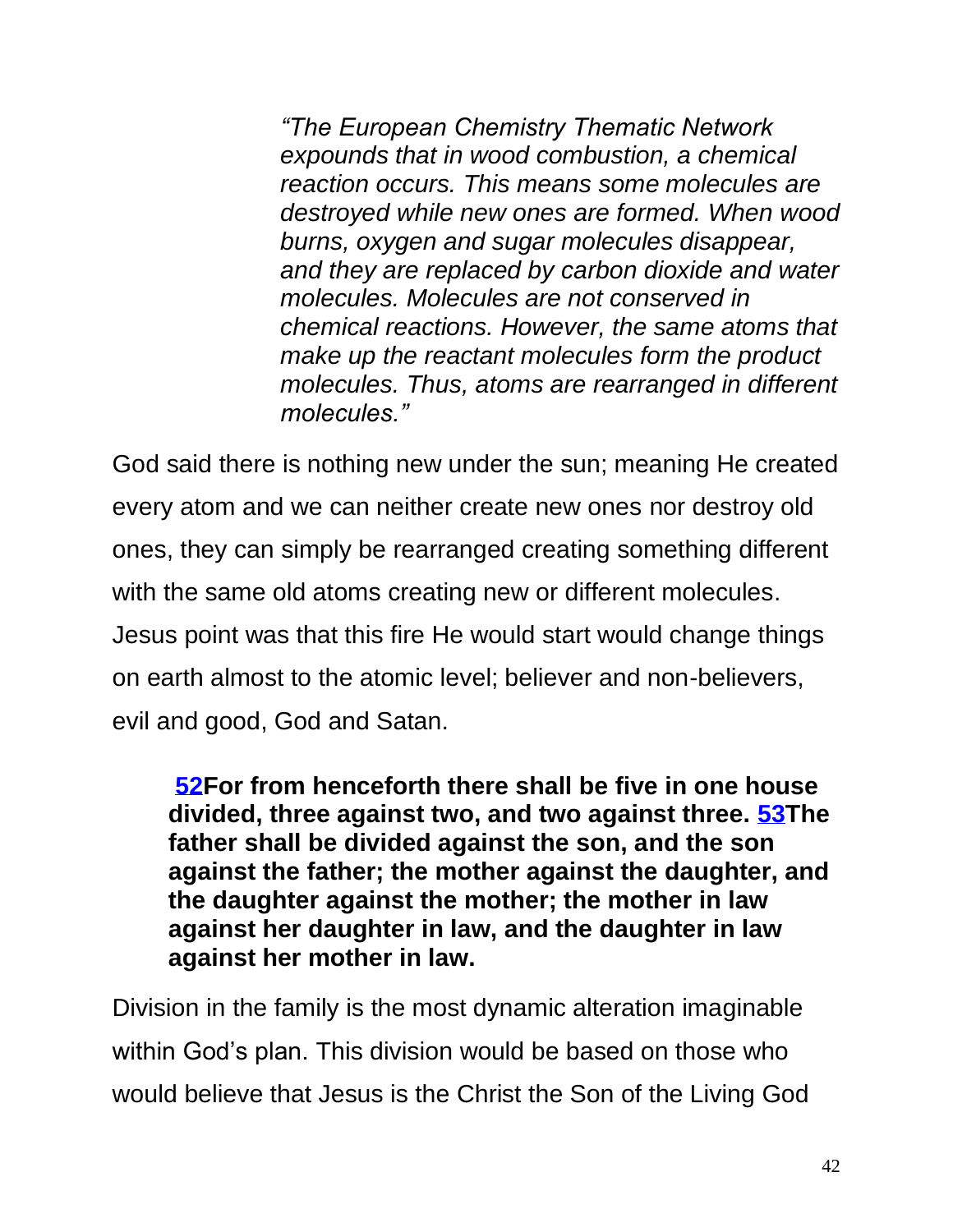> *"The European Chemistry Thematic Network expounds that in wood combustion, a chemical reaction occurs. This means some molecules are destroyed while new ones are formed. When wood burns, oxygen and sugar molecules disappear, and they are replaced by carbon dioxide and water molecules. Molecules are not conserved in chemical reactions. However, the same atoms that make up the reactant molecules form the product molecules. Thus, atoms are rearranged in different molecules."*

God said there is nothing new under the sun; meaning He created every atom and we can neither create new ones nor destroy old ones, they can simply be rearranged creating something different with the same old atoms creating new or different molecules. Jesus point was that this fire He would start would change things on earth almost to the atomic level; believer and non-believers, evil and good, God and Satan.

> **[52](#)For from henceforth there shall be five in one house divided, three against two, and two against three. [53](#)The father shall be divided against the son, and the son against the father; the mother against the daughter, and the daughter against the mother; the mother in law against her daughter in law, and the daughter in law against her mother in law.**

Division in the family is the most dynamic alteration imaginable within God's plan. This division would be based on those who would believe that Jesus is the Christ the Son of the Living God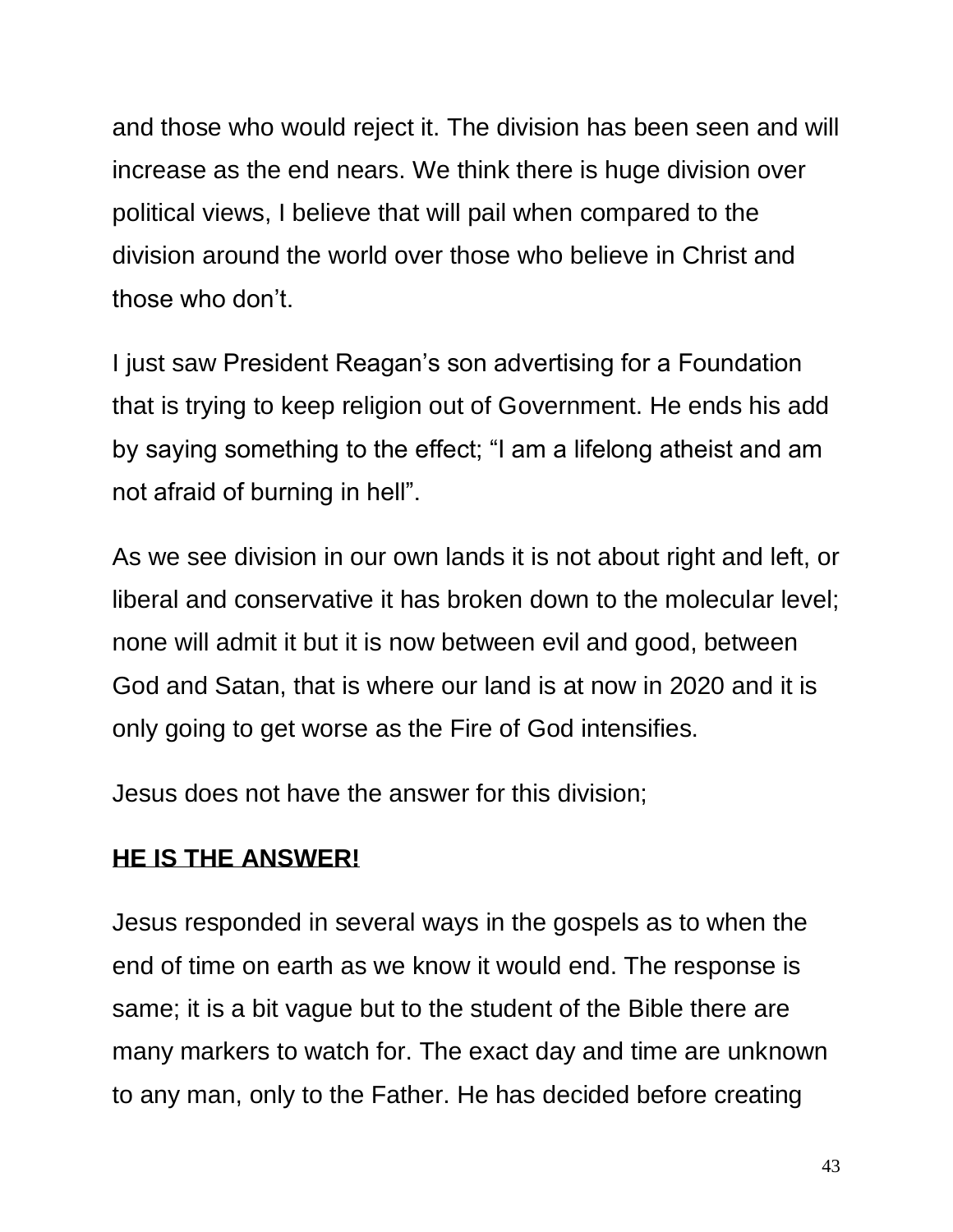and those who would reject it. The division has been seen and will increase as the end nears. We think there is huge division over political views, I believe that will pail when compared to the division around the world over those who believe in Christ and those who don't.

I just saw President Reagan's son advertising for a Foundation that is trying to keep religion out of Government. He ends his add by saying something to the effect; "I am a lifelong atheist and am not afraid of burning in hell".

As we see division in our own lands it is not about right and left, or liberal and conservative it has broken down to the molecular level; none will admit it but it is now between evil and good, between God and Satan, that is where our land is at now in 2020 and it is only going to get worse as the Fire of God intensifies.

Jesus does not have the answer for this division;

**HE IS THE ANSWER!**

Jesus responded in several ways in the gospels as to when the end of time on earth as we know it would end. The response is same; it is a bit vague but to the student of the Bible there are many markers to watch for. The exact day and time are unknown to any man, only to the Father. He has decided before creating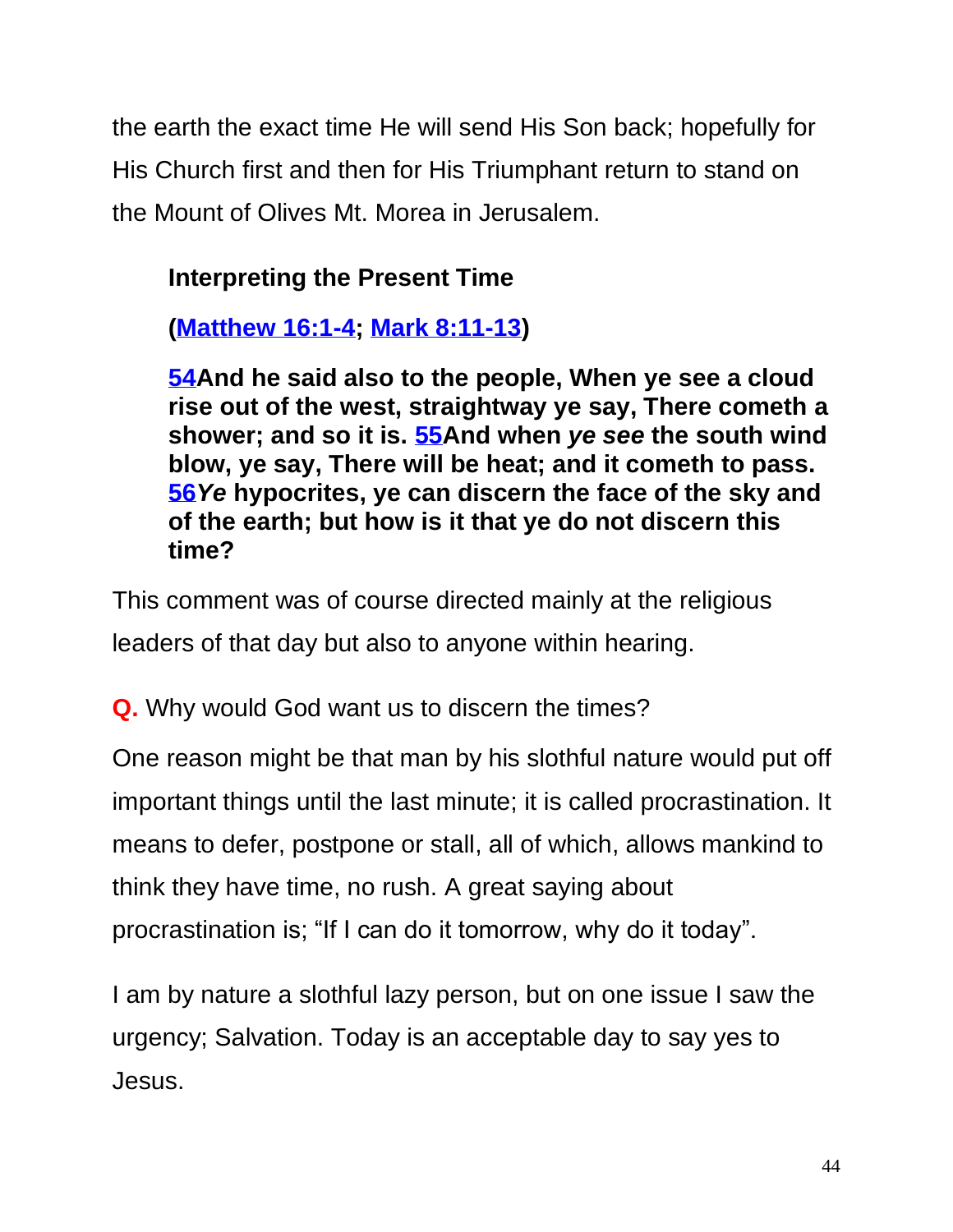the earth the exact time He will send His Son back; hopefully for His Church first and then for His Triumphant return to stand on the Mount of Olives Mt. Morea in Jerusalem.

> **Interpreting the Present Time**
>
> **(Matthew 16:1-4; Mark 8:11-13)**
>
> **54And he said also to the people, When ye see a cloud rise out of the west, straightway ye say, There cometh a shower; and so it is. 55And when *ye see* the south wind blow, ye say, There will be heat; and it cometh to pass. 56*Ye* hypocrites, ye can discern the face of the sky and of the earth; but how is it that ye do not discern this time?**

This comment was of course directed mainly at the religious leaders of that day but also to anyone within hearing.

**Q.** Why would God want us to discern the times?

One reason might be that man by his slothful nature would put off important things until the last minute; it is called procrastination. It means to defer, postpone or stall, all of which, allows mankind to think they have time, no rush. A great saying about procrastination is; "If I can do it tomorrow, why do it today".

I am by nature a slothful lazy person, but on one issue I saw the urgency; Salvation. Today is an acceptable day to say yes to Jesus.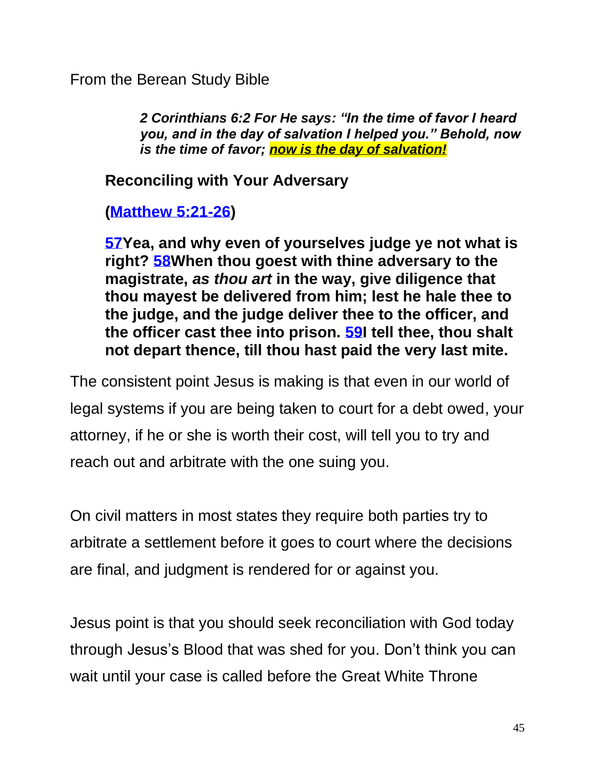From the Berean Study Bible

> ***2 Corinthians 6:2 For He says: "In the time of favor I heard you, and in the day of salvation I helped you." Behold, now is the time of favor; now is the day of salvation!***

**Reconciling with Your Adversary**

**([Matthew 5:21-26](Matthew 5:21-26))**

**[57](57)Yea, and why even of yourselves judge ye not what is right? [58](58)When thou goest with thine adversary to the magistrate, *as thou art* in the way, give diligence that thou mayest be delivered from him; lest he hale thee to the judge, and the judge deliver thee to the officer, and the officer cast thee into prison. [59](59)I tell thee, thou shalt not depart thence, till thou hast paid the very last mite.**

The consistent point Jesus is making is that even in our world of legal systems if you are being taken to court for a debt owed, your attorney, if he or she is worth their cost, will tell you to try and reach out and arbitrate with the one suing you.

On civil matters in most states they require both parties try to arbitrate a settlement before it goes to court where the decisions are final, and judgment is rendered for or against you.

Jesus point is that you should seek reconciliation with God today through Jesus's Blood that was shed for you. Don't think you can wait until your case is called before the Great White Throne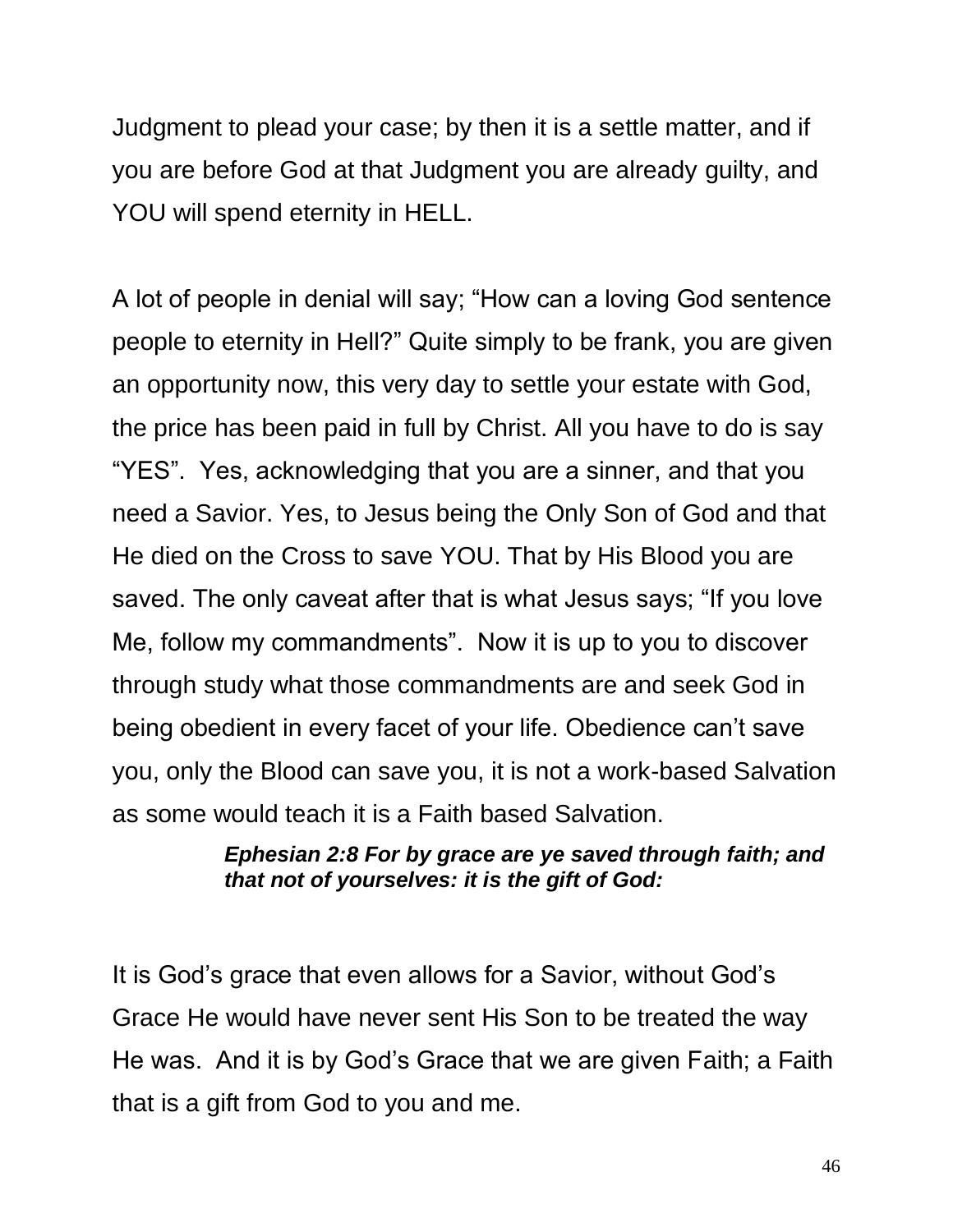Judgment to plead your case; by then it is a settle matter, and if you are before God at that Judgment you are already guilty, and YOU will spend eternity in HELL.

A lot of people in denial will say; "How can a loving God sentence people to eternity in Hell?" Quite simply to be frank, you are given an opportunity now, this very day to settle your estate with God, the price has been paid in full by Christ. All you have to do is say "YES". Yes, acknowledging that you are a sinner, and that you need a Savior. Yes, to Jesus being the Only Son of God and that He died on the Cross to save YOU. That by His Blood you are saved. The only caveat after that is what Jesus says; "If you love Me, follow my commandments". Now it is up to you to discover through study what those commandments are and seek God in being obedient in every facet of your life. Obedience can't save you, only the Blood can save you, it is not a work-based Salvation as some would teach it is a Faith based Salvation.

> ***Ephesian 2:8 For by grace are ye saved through faith; and that not of yourselves: it is the gift of God:***

It is God's grace that even allows for a Savior, without God's Grace He would have never sent His Son to be treated the way He was. And it is by God's Grace that we are given Faith; a Faith that is a gift from God to you and me.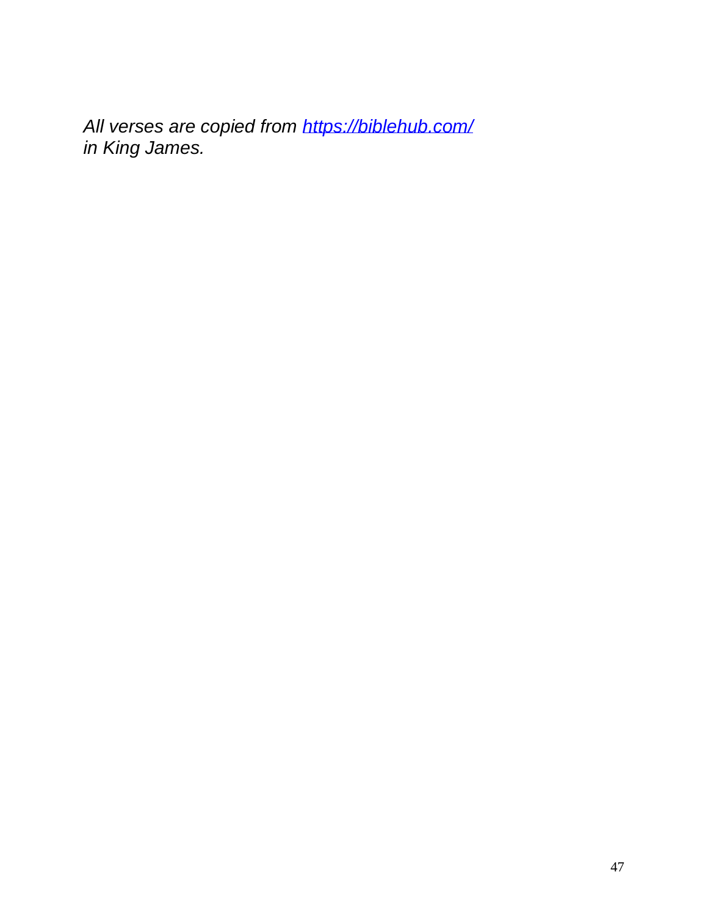*All verses are copied from [https://biblehub.com/](https://biblehub.com/)*
*in King James.*